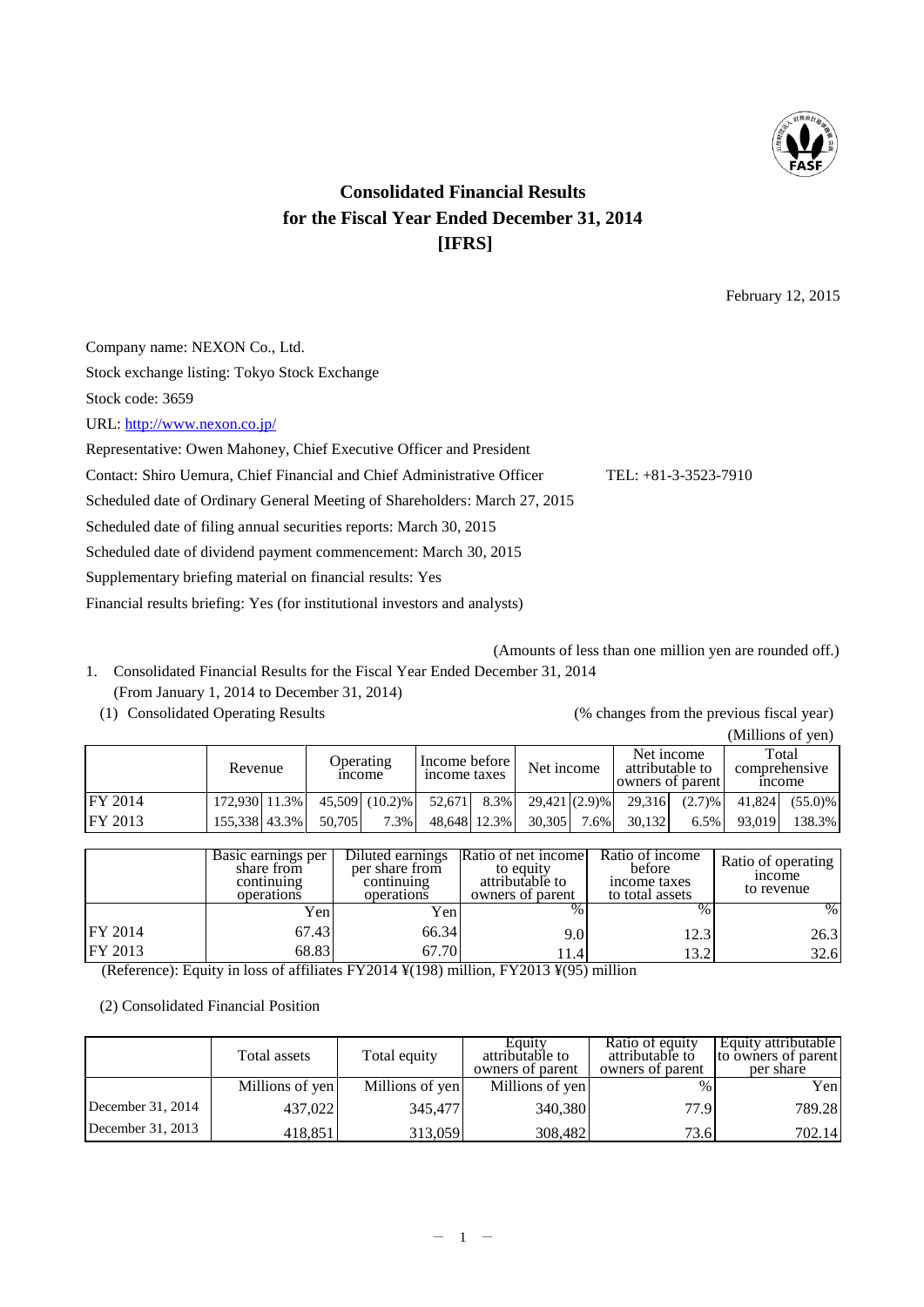# Consolidated Financial Results for the Fiscal Year Ended December 31, 2014 [IFRS]

February 12, 2015

Company name: NEXON Co., Ltd.

Stock exchange listing: Tokyo Stock Exchange

Stock code: 3659

URL: http://www.nexon.co.jp/

Representative: Owen Mahoney, Chief Executive Officer and President

Contact: Shiro Uemura, Chief Financial and Chief Administrative Officer TEL: +81-3-3523-7910

Scheduled date of Ordinary General Meeting of Shareholders: March 27, 2015

Scheduled date of filing annual securities reports: March 30, 2015

Scheduled date of dividend payment commencement: March 30, 2015

Supplementary briefing material on financial results: Yes

Financial results briefing: Yes (for institutional investors and analysts)

(Amounts of less than one million yen are rounded off.)

1. Consolidated Financial Results for the Fiscal Year Ended December 31, 2014
   (From January 1, 2014 to December 31, 2014)

(1) Consolidated Operating Results

(% changes from the previous fiscal year)

(Millions of yen)

| | Revenue | | Operating income | | Income before income taxes | | Net income | | Net income attributable to owners of parent | | Total comprehensive income | |
|---|---|---|---|---|---|---|---|---|---|---|---|---|
| FY 2014 | 172,930 | 11.3% | 45,509 | (10.2)% | 52,671 | 8.3% | 29,421 | (2.9)% | 29,316 | (2.7)% | 41,824 | (55.0)% |
| FY 2013 | 155,338 | 43.3% | 50,705 | 7.3% | 48,648 | 12.3% | 30,305 | 7.6% | 30,132 | 6.5% | 93,019 | 138.3% |

| | Basic earnings per share from continuing operations | Diluted earnings per share from continuing operations | Ratio of net income to equity attributable to owners of parent | Ratio of income before income taxes to total assets | Ratio of operating income to revenue |
|---|---|---|---|---|---|
| | Yen | Yen | % | % | % |
| FY 2014 | 67.43 | 66.34 | 9.0 | 12.3 | 26.3 |
| FY 2013 | 68.83 | 67.70 | 11.4 | 13.2 | 32.6 |

(Reference): Equity in loss of affiliates FY2014 ¥(198) million, FY2013 ¥(95) million

(2) Consolidated Financial Position

| | Total assets | Total equity | Equity attributable to owners of parent | Ratio of equity attributable to owners of parent | Equity attributable to owners of parent per share |
|---|---|---|---|---|---|
| | Millions of yen | Millions of yen | Millions of yen | % | Yen |
| December 31, 2014 | 437,022 | 345,477 | 340,380 | 77.9 | 789.28 |
| December 31, 2013 | 418,851 | 313,059 | 308,482 | 73.6 | 702.14 |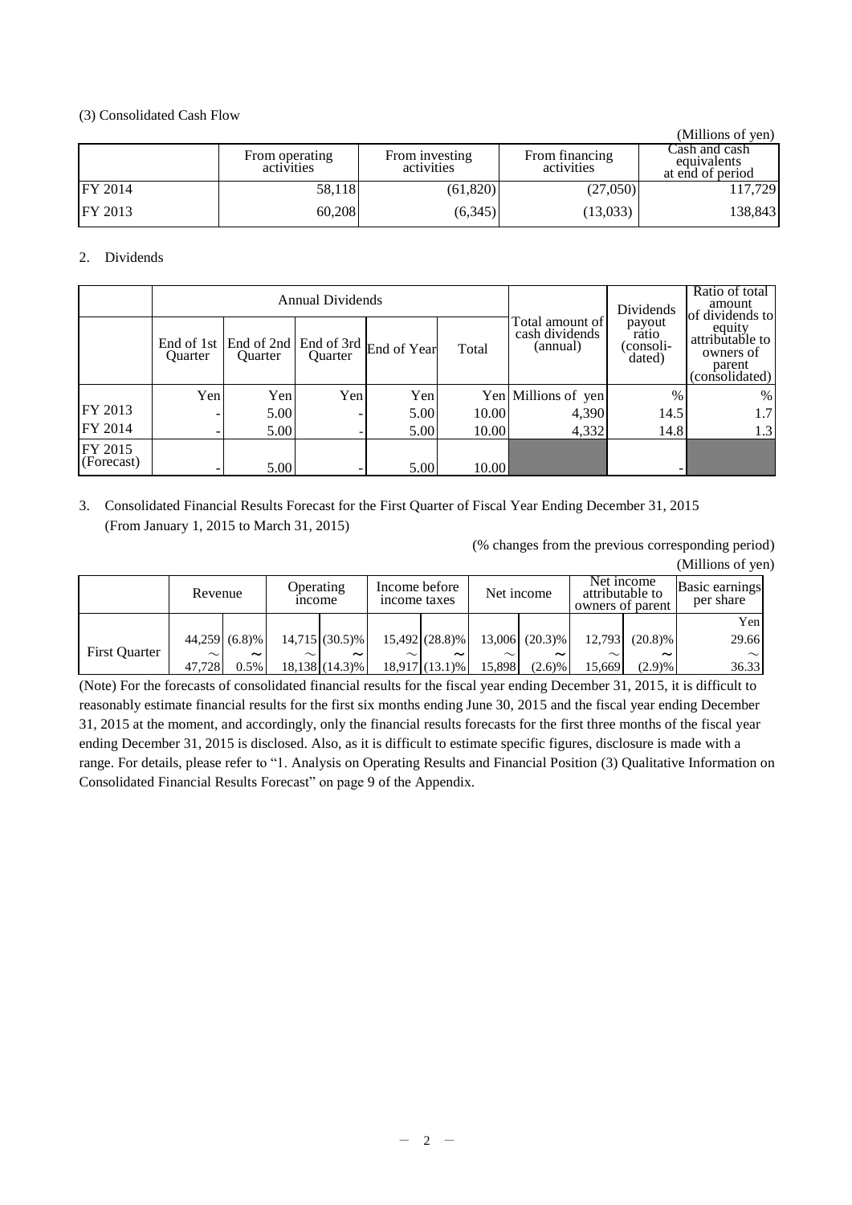(3) Consolidated Cash Flow

(Millions of yen)

| | From operating activities | From investing activities | From financing activities | Cash and cash equivalents at end of period |
|---|---|---|---|---|
| FY 2014 | 58,118 | (61,820) | (27,050) | 117,729 |
| FY 2013 | 60,208 | (6,345) | (13,033) | 138,843 |

2. Dividends

| | Annual Dividends | | | | | Total amount of cash dividends (annual) | Dividends payout ratio (consolidated) | Ratio of total amount of dividends to equity attributable to owners of parent (consolidated) |
|---|---|---|---|---|---|---|---|---|
| | End of 1st Quarter | End of 2nd Quarter | End of 3rd Quarter | End of Year | Total | | | |
| | Yen | Yen | Yen | Yen | Yen | Millions of yen | % | % |
| FY 2013 | - | 5.00 | - | 5.00 | 10.00 | 4,390 | 14.5 | 1.7 |
| FY 2014 | - | 5.00 | - | 5.00 | 10.00 | 4,332 | 14.8 | 1.3 |
| FY 2015 (Forecast) | - | 5.00 | - | 5.00 | 10.00 | | - | |

3. Consolidated Financial Results Forecast for the First Quarter of Fiscal Year Ending December 31, 2015 (From January 1, 2015 to March 31, 2015)

(% changes from the previous corresponding period)

(Millions of yen)

| | Revenue | | Operating income | | Income before income taxes | | Net income | | Net income attributable to owners of parent | | Basic earnings per share |
|---|---|---|---|---|---|---|---|---|---|---|---|
| | | | | | | | | | | | Yen |
| First Quarter | 44,259 ~ 47,728 | (6.8)% ~ 0.5% | 14,715 ~ 18,138 | (30.5)% ~ (14.3)% | 15,492 ~ 18,917 | (28.8)% ~ (13.1)% | 13,006 ~ 15,898 | (20.3)% ~ (2.6)% | 12,793 ~ 15,669 | (20.8)% ~ (2.9)% | 29.66 ~ 36.33 |

(Note) For the forecasts of consolidated financial results for the fiscal year ending December 31, 2015, it is difficult to reasonably estimate financial results for the first six months ending June 30, 2015 and the fiscal year ending December 31, 2015 at the moment, and accordingly, only the financial results forecasts for the first three months of the fiscal year ending December 31, 2015 is disclosed. Also, as it is difficult to estimate specific figures, disclosure is made with a range. For details, please refer to "1. Analysis on Operating Results and Financial Position (3) Qualitative Information on Consolidated Financial Results Forecast" on page 9 of the Appendix.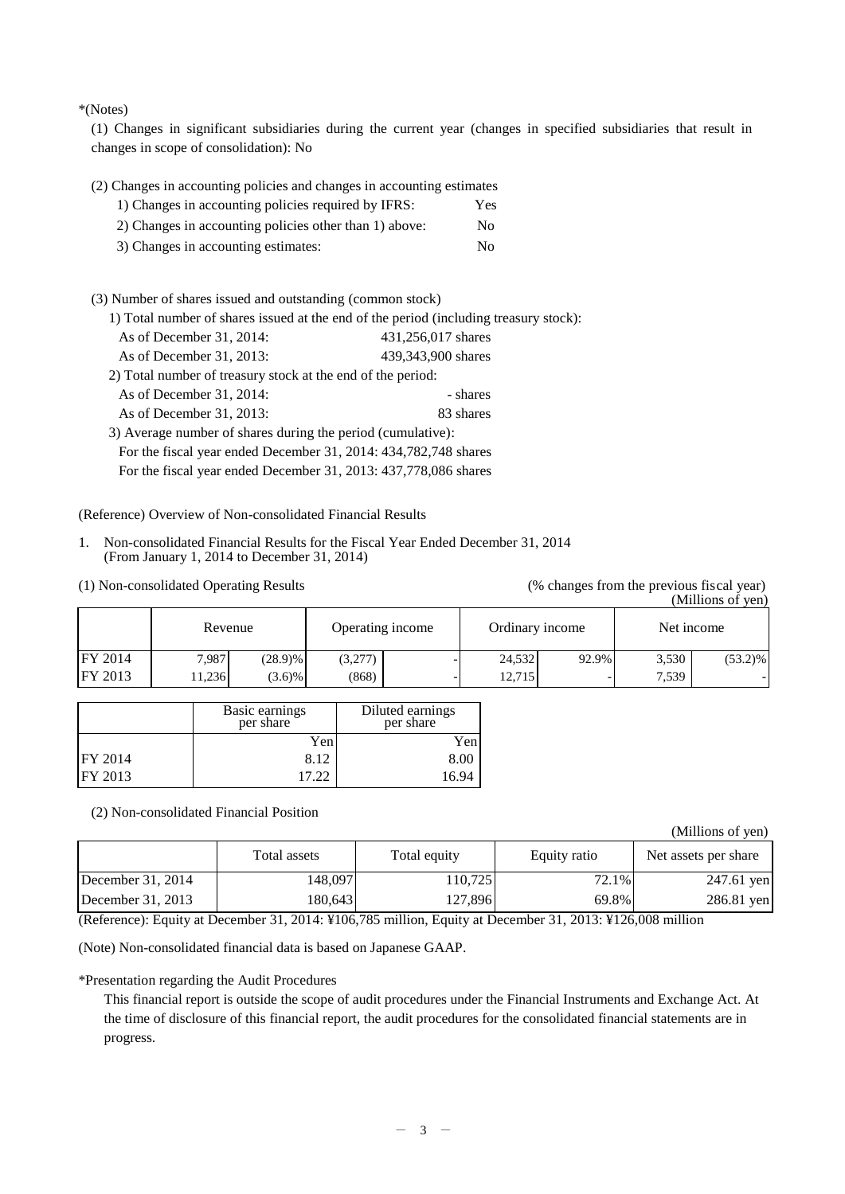*(Notes)

(1) Changes in significant subsidiaries during the current year (changes in specified subsidiaries that result in changes in scope of consolidation): No

(2) Changes in accounting policies and changes in accounting estimates

1) Changes in accounting policies required by IFRS: Yes

2) Changes in accounting policies other than 1) above: No

3) Changes in accounting estimates: No

(3) Number of shares issued and outstanding (common stock)

1) Total number of shares issued at the end of the period (including treasury stock):

As of December 31, 2014: 431,256,017 shares

As of December 31, 2013: 439,343,900 shares

2) Total number of treasury stock at the end of the period:

As of December 31, 2014: - shares

As of December 31, 2013: 83 shares

3) Average number of shares during the period (cumulative):

For the fiscal year ended December 31, 2014: 434,782,748 shares

For the fiscal year ended December 31, 2013: 437,778,086 shares

(Reference) Overview of Non-consolidated Financial Results

1. Non-consolidated Financial Results for the Fiscal Year Ended December 31, 2014
   (From January 1, 2014 to December 31, 2014)

(1) Non-consolidated Operating Results

(% changes from the previous fiscal year)
(Millions of yen)

| | Revenue | | Operating income | | Ordinary income | | Net income | |
|---|---|---|---|---|---|---|---|---|
| FY 2014 | 7,987 | (28.9)% | (3,277) | - | 24,532 | 92.9% | 3,530 | (53.2)% |
| FY 2013 | 11,236 | (3.6)% | (868) | - | 12,715 | - | 7,539 | - |

| | Basic earnings per share | Diluted earnings per share |
|---|---|---|
| | Yen | Yen |
| FY 2014 | 8.12 | 8.00 |
| FY 2013 | 17.22 | 16.94 |

(2) Non-consolidated Financial Position

(Millions of yen)

| | Total assets | Total equity | Equity ratio | Net assets per share |
|---|---|---|---|---|
| December 31, 2014 | 148,097 | 110,725 | 72.1% | 247.61 yen |
| December 31, 2013 | 180,643 | 127,896 | 69.8% | 286.81 yen |

(Reference): Equity at December 31, 2014: ¥106,785 million, Equity at December 31, 2013: ¥126,008 million

(Note) Non-consolidated financial data is based on Japanese GAAP.

*Presentation regarding the Audit Procedures

This financial report is outside the scope of audit procedures under the Financial Instruments and Exchange Act. At the time of disclosure of this financial report, the audit procedures for the consolidated financial statements are in progress.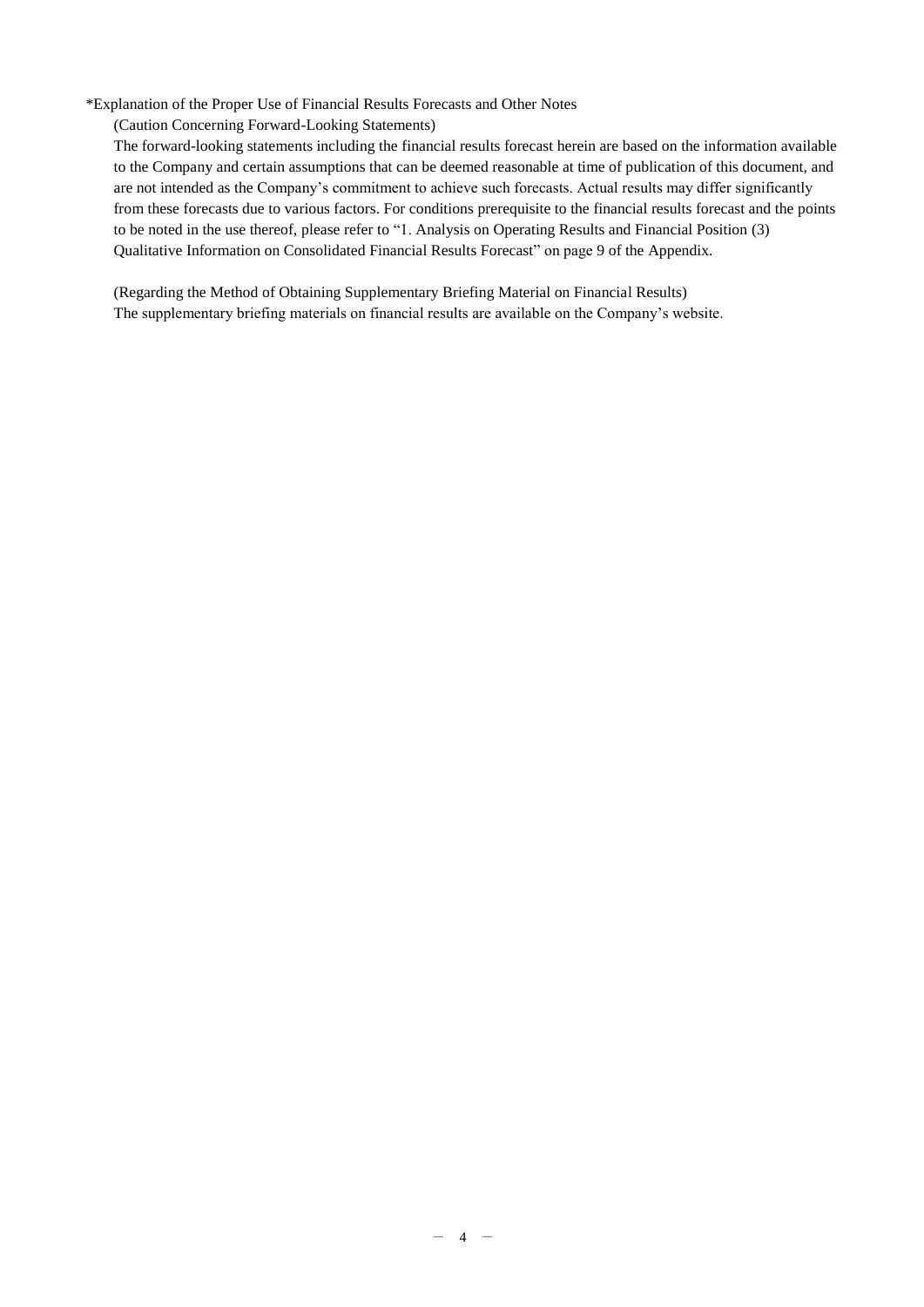*Explanation of the Proper Use of Financial Results Forecasts and Other Notes

(Caution Concerning Forward-Looking Statements)

The forward-looking statements including the financial results forecast herein are based on the information available to the Company and certain assumptions that can be deemed reasonable at time of publication of this document, and are not intended as the Company's commitment to achieve such forecasts. Actual results may differ significantly from these forecasts due to various factors. For conditions prerequisite to the financial results forecast and the points to be noted in the use thereof, please refer to "1. Analysis on Operating Results and Financial Position (3) Qualitative Information on Consolidated Financial Results Forecast" on page 9 of the Appendix.

(Regarding the Method of Obtaining Supplementary Briefing Material on Financial Results)

The supplementary briefing materials on financial results are available on the Company's website.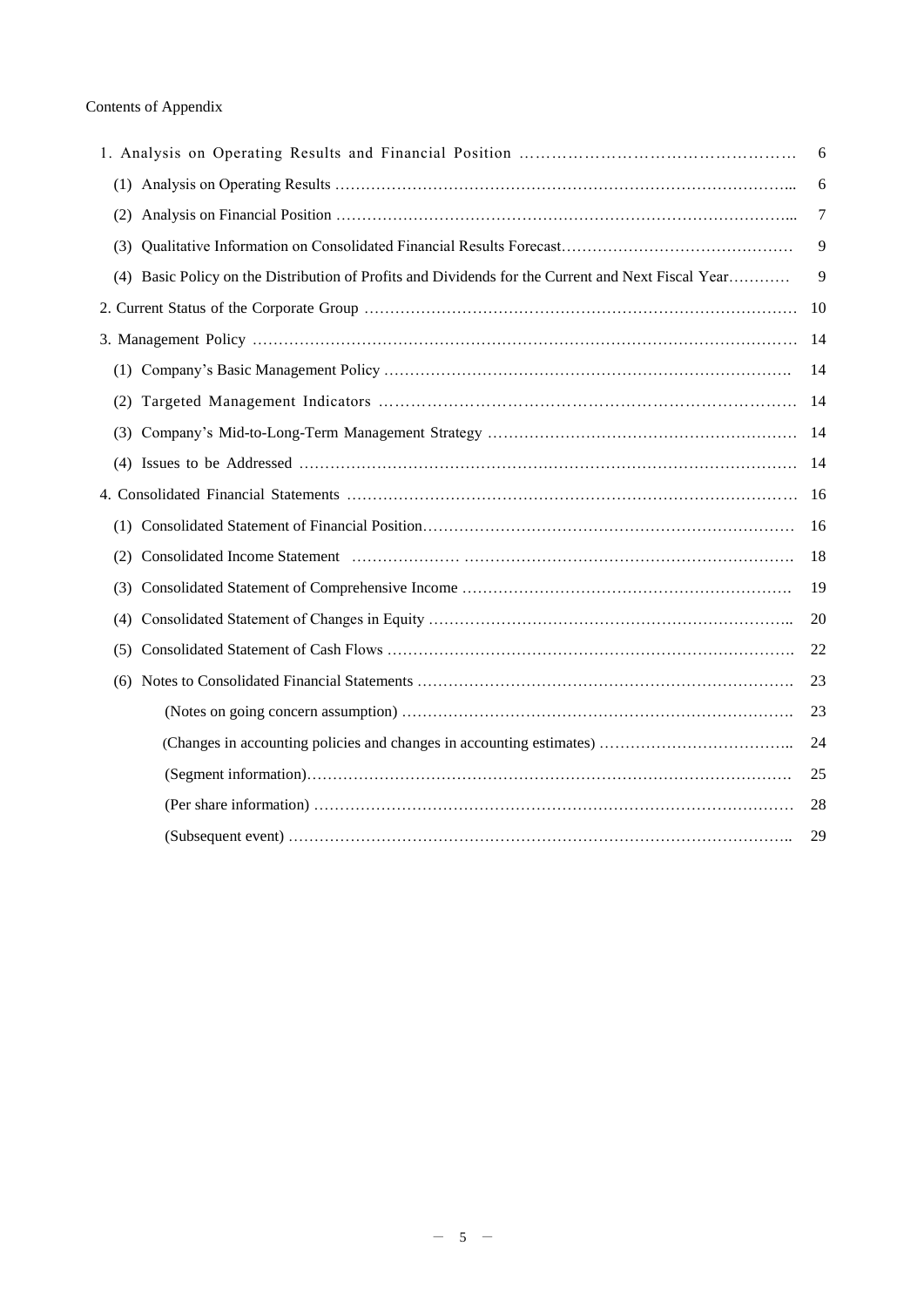Contents of Appendix

| | |
|---|---|
| 1. Analysis on Operating Results and Financial Position | 6 |
| (1) Analysis on Operating Results | 6 |
| (2) Analysis on Financial Position | 7 |
| (3) Qualitative Information on Consolidated Financial Results Forecast | 9 |
| (4) Basic Policy on the Distribution of Profits and Dividends for the Current and Next Fiscal Year | 9 |
| 2. Current Status of the Corporate Group | 10 |
| 3. Management Policy | 14 |
| (1) Company's Basic Management Policy | 14 |
| (2) Targeted Management Indicators | 14 |
| (3) Company's Mid-to-Long-Term Management Strategy | 14 |
| (4) Issues to be Addressed | 14 |
| 4. Consolidated Financial Statements | 16 |
| (1) Consolidated Statement of Financial Position | 16 |
| (2) Consolidated Income Statement | 18 |
| (3) Consolidated Statement of Comprehensive Income | 19 |
| (4) Consolidated Statement of Changes in Equity | 20 |
| (5) Consolidated Statement of Cash Flows | 22 |
| (6) Notes to Consolidated Financial Statements | 23 |
| (Notes on going concern assumption) | 23 |
| (Changes in accounting policies and changes in accounting estimates) | 24 |
| (Segment information) | 25 |
| (Per share information) | 28 |
| (Subsequent event) | 29 |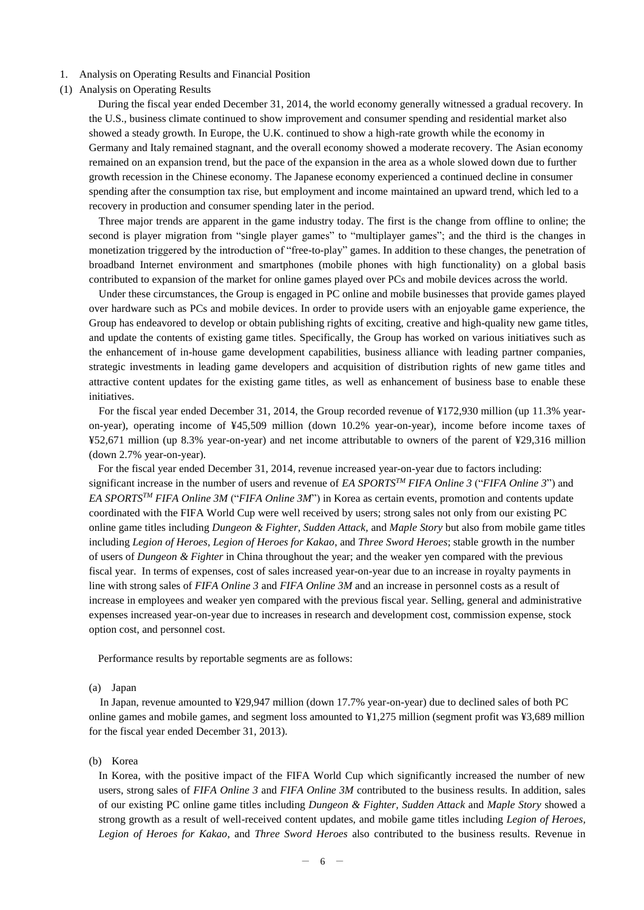1. Analysis on Operating Results and Financial Position

(1) Analysis on Operating Results

During the fiscal year ended December 31, 2014, the world economy generally witnessed a gradual recovery. In the U.S., business climate continued to show improvement and consumer spending and residential market also showed a steady growth. In Europe, the U.K. continued to show a high-rate growth while the economy in Germany and Italy remained stagnant, and the overall economy showed a moderate recovery. The Asian economy remained on an expansion trend, but the pace of the expansion in the area as a whole slowed down due to further growth recession in the Chinese economy. The Japanese economy experienced a continued decline in consumer spending after the consumption tax rise, but employment and income maintained an upward trend, which led to a recovery in production and consumer spending later in the period.

Three major trends are apparent in the game industry today. The first is the change from offline to online; the second is player migration from "single player games" to "multiplayer games"; and the third is the changes in monetization triggered by the introduction of "free-to-play" games. In addition to these changes, the penetration of broadband Internet environment and smartphones (mobile phones with high functionality) on a global basis contributed to expansion of the market for online games played over PCs and mobile devices across the world.

Under these circumstances, the Group is engaged in PC online and mobile businesses that provide games played over hardware such as PCs and mobile devices. In order to provide users with an enjoyable game experience, the Group has endeavored to develop or obtain publishing rights of exciting, creative and high-quality new game titles, and update the contents of existing game titles. Specifically, the Group has worked on various initiatives such as the enhancement of in-house game development capabilities, business alliance with leading partner companies, strategic investments in leading game developers and acquisition of distribution rights of new game titles and attractive content updates for the existing game titles, as well as enhancement of business base to enable these initiatives.

For the fiscal year ended December 31, 2014, the Group recorded revenue of ¥172,930 million (up 11.3% year-on-year), operating income of ¥45,509 million (down 10.2% year-on-year), income before income taxes of ¥52,671 million (up 8.3% year-on-year) and net income attributable to owners of the parent of ¥29,316 million (down 2.7% year-on-year).

For the fiscal year ended December 31, 2014, revenue increased year-on-year due to factors including: significant increase in the number of users and revenue of *EA SPORTS™ FIFA Online 3* ("*FIFA Online 3*") and *EA SPORTS™ FIFA Online 3M* ("*FIFA Online 3M*") in Korea as certain events, promotion and contents update coordinated with the FIFA World Cup were well received by users; strong sales not only from our existing PC online game titles including *Dungeon & Fighter, Sudden Attack,* and *Maple Story* but also from mobile game titles including *Legion of Heroes, Legion of Heroes for Kakao*, and *Three Sword Heroes*; stable growth in the number of users of *Dungeon & Fighter* in China throughout the year; and the weaker yen compared with the previous fiscal year. In terms of expenses, cost of sales increased year-on-year due to an increase in royalty payments in line with strong sales of *FIFA Online 3* and *FIFA Online 3M* and an increase in personnel costs as a result of increase in employees and weaker yen compared with the previous fiscal year. Selling, general and administrative expenses increased year-on-year due to increases in research and development cost, commission expense, stock option cost, and personnel cost.

Performance results by reportable segments are as follows:

(a) Japan

In Japan, revenue amounted to ¥29,947 million (down 17.7% year-on-year) due to declined sales of both PC online games and mobile games, and segment loss amounted to ¥1,275 million (segment profit was ¥3,689 million for the fiscal year ended December 31, 2013).

(b) Korea

In Korea, with the positive impact of the FIFA World Cup which significantly increased the number of new users, strong sales of *FIFA Online 3* and *FIFA Online 3M* contributed to the business results. In addition, sales of our existing PC online game titles including *Dungeon & Fighter*, *Sudden Attack* and *Maple Story* showed a strong growth as a result of well-received content updates, and mobile game titles including *Legion of Heroes*, *Legion of Heroes for Kakao,* and *Three Sword Heroes* also contributed to the business results. Revenue in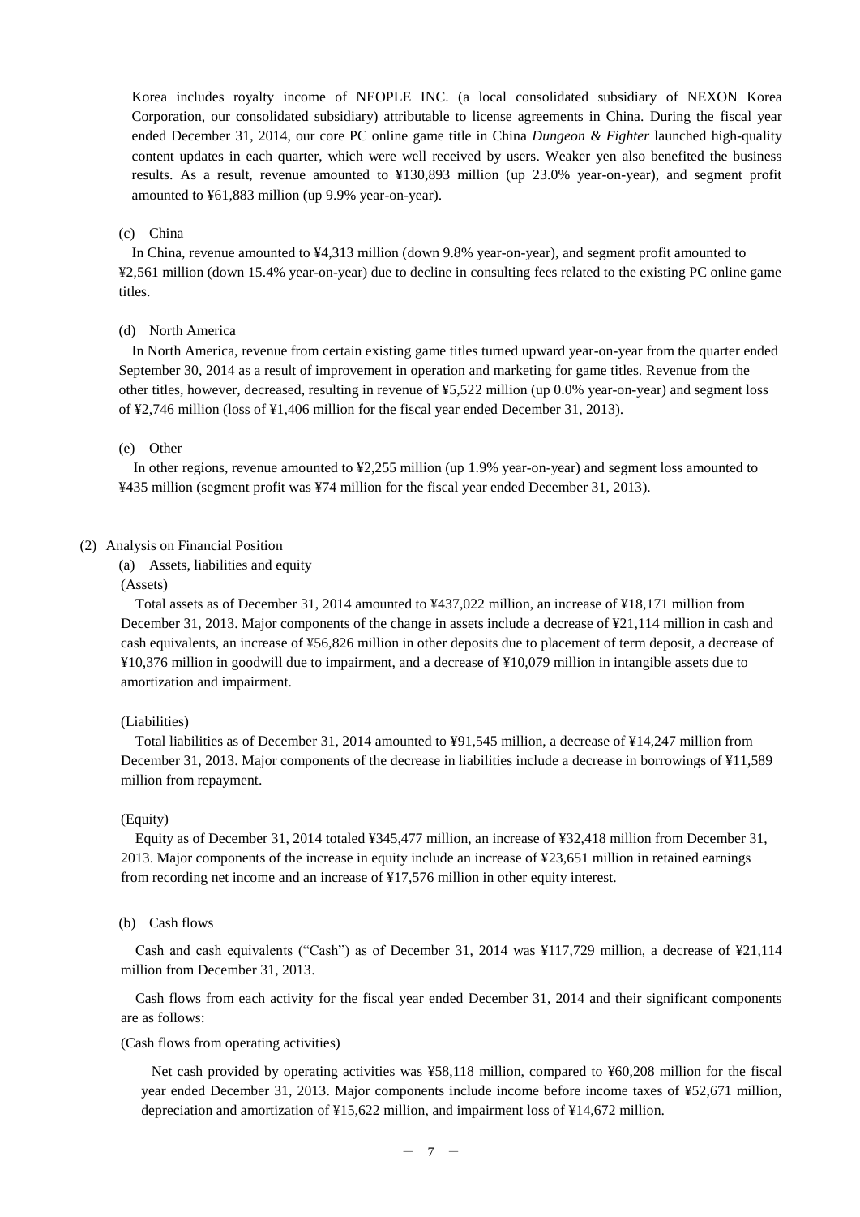Korea includes royalty income of NEOPLE INC. (a local consolidated subsidiary of NEXON Korea Corporation, our consolidated subsidiary) attributable to license agreements in China. During the fiscal year ended December 31, 2014, our core PC online game title in China *Dungeon & Fighter* launched high-quality content updates in each quarter, which were well received by users. Weaker yen also benefited the business results. As a result, revenue amounted to ¥130,893 million (up 23.0% year-on-year), and segment profit amounted to ¥61,883 million (up 9.9% year-on-year).

(c) China

In China, revenue amounted to ¥4,313 million (down 9.8% year-on-year), and segment profit amounted to ¥2,561 million (down 15.4% year-on-year) due to decline in consulting fees related to the existing PC online game titles.

(d) North America

In North America, revenue from certain existing game titles turned upward year-on-year from the quarter ended September 30, 2014 as a result of improvement in operation and marketing for game titles. Revenue from the other titles, however, decreased, resulting in revenue of ¥5,522 million (up 0.0% year-on-year) and segment loss of ¥2,746 million (loss of ¥1,406 million for the fiscal year ended December 31, 2013).

(e) Other

In other regions, revenue amounted to ¥2,255 million (up 1.9% year-on-year) and segment loss amounted to ¥435 million (segment profit was ¥74 million for the fiscal year ended December 31, 2013).

## (2) Analysis on Financial Position

(a) Assets, liabilities and equity

(Assets)

Total assets as of December 31, 2014 amounted to ¥437,022 million, an increase of ¥18,171 million from December 31, 2013. Major components of the change in assets include a decrease of ¥21,114 million in cash and cash equivalents, an increase of ¥56,826 million in other deposits due to placement of term deposit, a decrease of ¥10,376 million in goodwill due to impairment, and a decrease of ¥10,079 million in intangible assets due to amortization and impairment.

(Liabilities)

Total liabilities as of December 31, 2014 amounted to ¥91,545 million, a decrease of ¥14,247 million from December 31, 2013. Major components of the decrease in liabilities include a decrease in borrowings of ¥11,589 million from repayment.

(Equity)

Equity as of December 31, 2014 totaled ¥345,477 million, an increase of ¥32,418 million from December 31, 2013. Major components of the increase in equity include an increase of ¥23,651 million in retained earnings from recording net income and an increase of ¥17,576 million in other equity interest.

(b) Cash flows

Cash and cash equivalents ("Cash") as of December 31, 2014 was ¥117,729 million, a decrease of ¥21,114 million from December 31, 2013.

Cash flows from each activity for the fiscal year ended December 31, 2014 and their significant components are as follows:

(Cash flows from operating activities)

Net cash provided by operating activities was ¥58,118 million, compared to ¥60,208 million for the fiscal year ended December 31, 2013. Major components include income before income taxes of ¥52,671 million, depreciation and amortization of ¥15,622 million, and impairment loss of ¥14,672 million.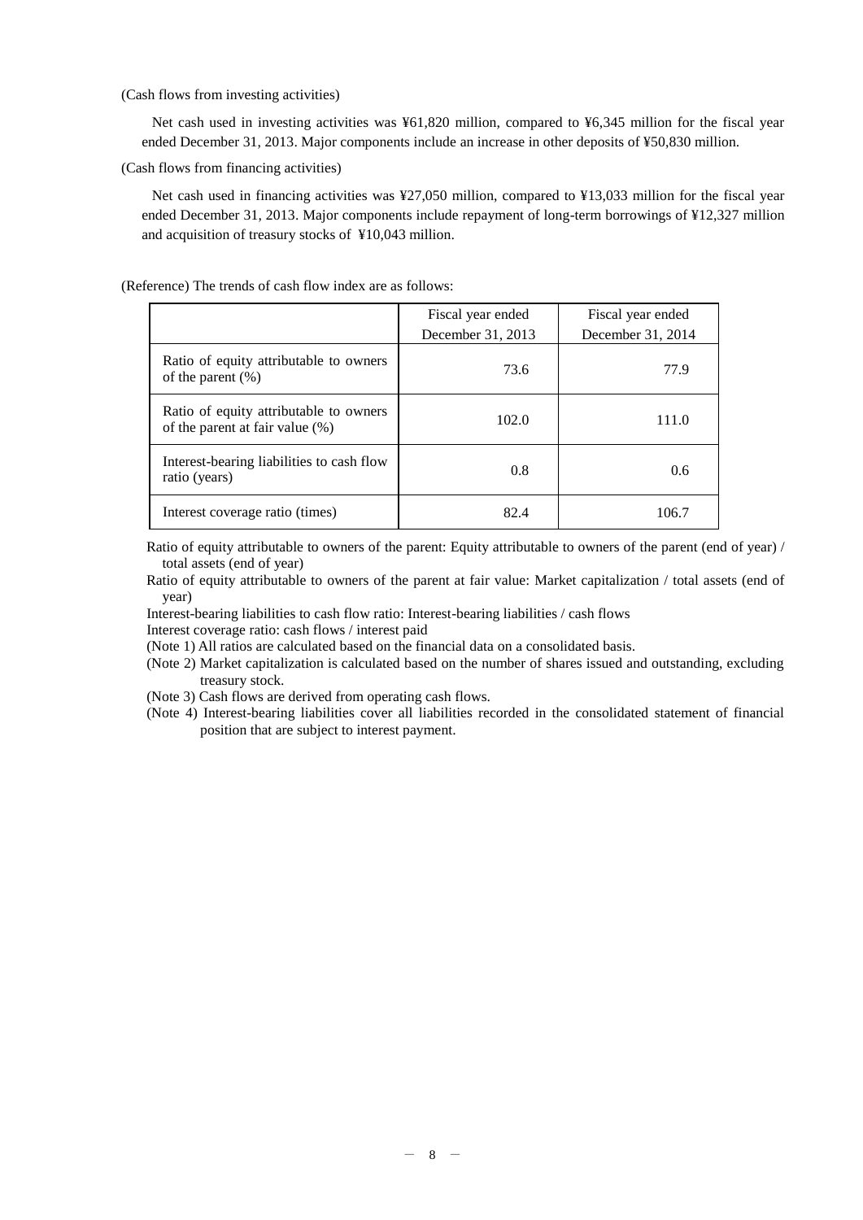(Cash flows from investing activities)

Net cash used in investing activities was ¥61,820 million, compared to ¥6,345 million for the fiscal year ended December 31, 2013. Major components include an increase in other deposits of ¥50,830 million.

(Cash flows from financing activities)

Net cash used in financing activities was ¥27,050 million, compared to ¥13,033 million for the fiscal year ended December 31, 2013. Major components include repayment of long-term borrowings of ¥12,327 million and acquisition of treasury stocks of ¥10,043 million.

(Reference) The trends of cash flow index are as follows:

| | Fiscal year ended December 31, 2013 | Fiscal year ended December 31, 2014 |
|---|---|---|
| Ratio of equity attributable to owners of the parent (%) | 73.6 | 77.9 |
| Ratio of equity attributable to owners of the parent at fair value (%) | 102.0 | 111.0 |
| Interest-bearing liabilities to cash flow ratio (years) | 0.8 | 0.6 |
| Interest coverage ratio (times) | 82.4 | 106.7 |

Ratio of equity attributable to owners of the parent: Equity attributable to owners of the parent (end of year) / total assets (end of year)

Ratio of equity attributable to owners of the parent at fair value: Market capitalization / total assets (end of year)

Interest-bearing liabilities to cash flow ratio: Interest-bearing liabilities / cash flows

Interest coverage ratio: cash flows / interest paid

(Note 1) All ratios are calculated based on the financial data on a consolidated basis.

(Note 2) Market capitalization is calculated based on the number of shares issued and outstanding, excluding treasury stock.

(Note 3) Cash flows are derived from operating cash flows.

(Note 4) Interest-bearing liabilities cover all liabilities recorded in the consolidated statement of financial position that are subject to interest payment.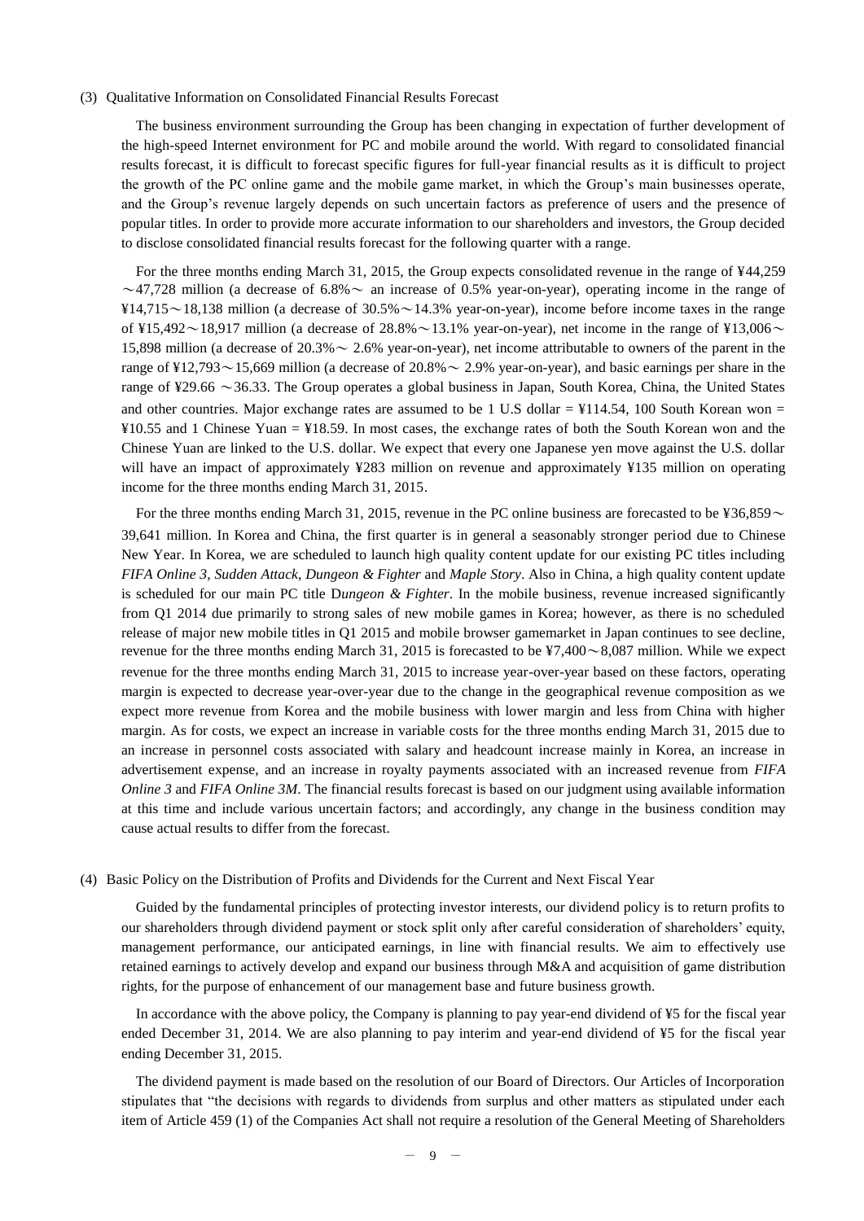(3) Qualitative Information on Consolidated Financial Results Forecast

The business environment surrounding the Group has been changing in expectation of further development of the high-speed Internet environment for PC and mobile around the world. With regard to consolidated financial results forecast, it is difficult to forecast specific figures for full-year financial results as it is difficult to project the growth of the PC online game and the mobile game market, in which the Group's main businesses operate, and the Group's revenue largely depends on such uncertain factors as preference of users and the presence of popular titles. In order to provide more accurate information to our shareholders and investors, the Group decided to disclose consolidated financial results forecast for the following quarter with a range.

For the three months ending March 31, 2015, the Group expects consolidated revenue in the range of ¥44,259 ～47,728 million (a decrease of 6.8%～ an increase of 0.5% year-on-year), operating income in the range of ¥14,715～18,138 million (a decrease of 30.5%～14.3% year-on-year), income before income taxes in the range of ¥15,492～18,917 million (a decrease of 28.8%～13.1% year-on-year), net income in the range of ¥13,006～ 15,898 million (a decrease of 20.3%～ 2.6% year-on-year), net income attributable to owners of the parent in the range of ¥12,793～15,669 million (a decrease of 20.8%～ 2.9% year-on-year), and basic earnings per share in the range of ¥29.66 ～36.33. The Group operates a global business in Japan, South Korea, China, the United States and other countries. Major exchange rates are assumed to be 1 U.S dollar = ¥114.54, 100 South Korean won = ¥10.55 and 1 Chinese Yuan = ¥18.59. In most cases, the exchange rates of both the South Korean won and the Chinese Yuan are linked to the U.S. dollar. We expect that every one Japanese yen move against the U.S. dollar will have an impact of approximately ¥283 million on revenue and approximately ¥135 million on operating income for the three months ending March 31, 2015.

For the three months ending March 31, 2015, revenue in the PC online business are forecasted to be ¥36,859～ 39,641 million. In Korea and China, the first quarter is in general a seasonably stronger period due to Chinese New Year. In Korea, we are scheduled to launch high quality content update for our existing PC titles including *FIFA Online 3*, *Sudden Attack*, *Dungeon & Fighter* and *Maple Story*. Also in China, a high quality content update is scheduled for our main PC title D*ungeon & Fighter*. In the mobile business, revenue increased significantly from Q1 2014 due primarily to strong sales of new mobile games in Korea; however, as there is no scheduled release of major new mobile titles in Q1 2015 and mobile browser gamemarket in Japan continues to see decline, revenue for the three months ending March 31, 2015 is forecasted to be ¥7,400～8,087 million. While we expect revenue for the three months ending March 31, 2015 to increase year-over-year based on these factors, operating margin is expected to decrease year-over-year due to the change in the geographical revenue composition as we expect more revenue from Korea and the mobile business with lower margin and less from China with higher margin. As for costs, we expect an increase in variable costs for the three months ending March 31, 2015 due to an increase in personnel costs associated with salary and headcount increase mainly in Korea, an increase in advertisement expense, and an increase in royalty payments associated with an increased revenue from *FIFA Online 3* and *FIFA Online 3M*. The financial results forecast is based on our judgment using available information at this time and include various uncertain factors; and accordingly, any change in the business condition may cause actual results to differ from the forecast.

(4) Basic Policy on the Distribution of Profits and Dividends for the Current and Next Fiscal Year

Guided by the fundamental principles of protecting investor interests, our dividend policy is to return profits to our shareholders through dividend payment or stock split only after careful consideration of shareholders' equity, management performance, our anticipated earnings, in line with financial results. We aim to effectively use retained earnings to actively develop and expand our business through M&A and acquisition of game distribution rights, for the purpose of enhancement of our management base and future business growth.

In accordance with the above policy, the Company is planning to pay year-end dividend of ¥5 for the fiscal year ended December 31, 2014. We are also planning to pay interim and year-end dividend of ¥5 for the fiscal year ending December 31, 2015.

The dividend payment is made based on the resolution of our Board of Directors. Our Articles of Incorporation stipulates that "the decisions with regards to dividends from surplus and other matters as stipulated under each item of Article 459 (1) of the Companies Act shall not require a resolution of the General Meeting of Shareholders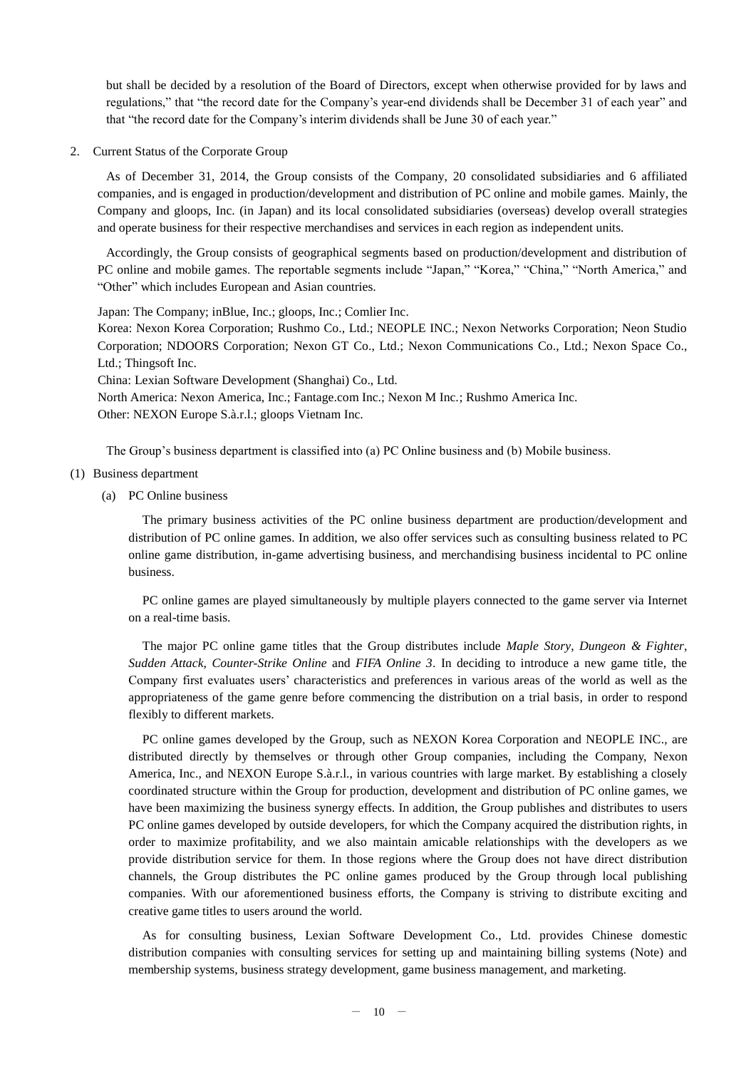but shall be decided by a resolution of the Board of Directors, except when otherwise provided for by laws and regulations," that "the record date for the Company's year-end dividends shall be December 31 of each year" and that "the record date for the Company's interim dividends shall be June 30 of each year."

## 2. Current Status of the Corporate Group

As of December 31, 2014, the Group consists of the Company, 20 consolidated subsidiaries and 6 affiliated companies, and is engaged in production/development and distribution of PC online and mobile games. Mainly, the Company and gloops, Inc. (in Japan) and its local consolidated subsidiaries (overseas) develop overall strategies and operate business for their respective merchandises and services in each region as independent units.

Accordingly, the Group consists of geographical segments based on production/development and distribution of PC online and mobile games. The reportable segments include "Japan," "Korea," "China," "North America," and "Other" which includes European and Asian countries.

Japan: The Company; inBlue, Inc.; gloops, Inc.; Comlier Inc.
Korea: Nexon Korea Corporation; Rushmo Co., Ltd.; NEOPLE INC.; Nexon Networks Corporation; Neon Studio Corporation; NDOORS Corporation; Nexon GT Co., Ltd.; Nexon Communications Co., Ltd.; Nexon Space Co., Ltd.; Thingsoft Inc.
China: Lexian Software Development (Shanghai) Co., Ltd.
North America: Nexon America, Inc.; Fantage.com Inc.; Nexon M Inc.; Rushmo America Inc.
Other: NEXON Europe S.à.r.l.; gloops Vietnam Inc.

The Group's business department is classified into (a) PC Online business and (b) Mobile business.

### (1) Business department

#### (a) PC Online business

The primary business activities of the PC online business department are production/development and distribution of PC online games. In addition, we also offer services such as consulting business related to PC online game distribution, in-game advertising business, and merchandising business incidental to PC online business.

PC online games are played simultaneously by multiple players connected to the game server via Internet on a real-time basis.

The major PC online game titles that the Group distributes include *Maple Story*, *Dungeon & Fighter*, *Sudden Attack, Counter-Strike Online* and *FIFA Online 3*. In deciding to introduce a new game title, the Company first evaluates users' characteristics and preferences in various areas of the world as well as the appropriateness of the game genre before commencing the distribution on a trial basis, in order to respond flexibly to different markets.

PC online games developed by the Group, such as NEXON Korea Corporation and NEOPLE INC., are distributed directly by themselves or through other Group companies, including the Company, Nexon America, Inc., and NEXON Europe S.à.r.l., in various countries with large market. By establishing a closely coordinated structure within the Group for production, development and distribution of PC online games, we have been maximizing the business synergy effects. In addition, the Group publishes and distributes to users PC online games developed by outside developers, for which the Company acquired the distribution rights, in order to maximize profitability, and we also maintain amicable relationships with the developers as we provide distribution service for them. In those regions where the Group does not have direct distribution channels, the Group distributes the PC online games produced by the Group through local publishing companies. With our aforementioned business efforts, the Company is striving to distribute exciting and creative game titles to users around the world.

As for consulting business, Lexian Software Development Co., Ltd. provides Chinese domestic distribution companies with consulting services for setting up and maintaining billing systems (Note) and membership systems, business strategy development, game business management, and marketing.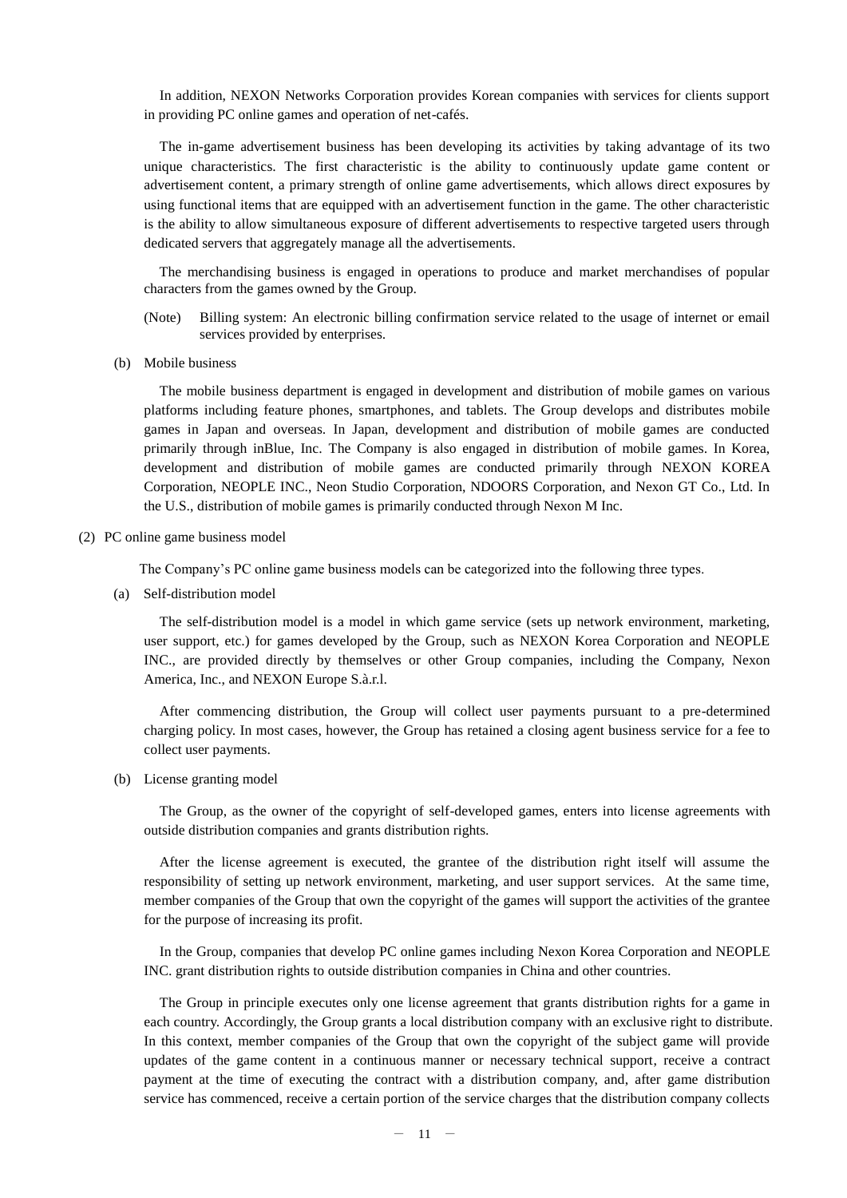In addition, NEXON Networks Corporation provides Korean companies with services for clients support in providing PC online games and operation of net-cafés.

The in-game advertisement business has been developing its activities by taking advantage of its two unique characteristics. The first characteristic is the ability to continuously update game content or advertisement content, a primary strength of online game advertisements, which allows direct exposures by using functional items that are equipped with an advertisement function in the game. The other characteristic is the ability to allow simultaneous exposure of different advertisements to respective targeted users through dedicated servers that aggregately manage all the advertisements.

The merchandising business is engaged in operations to produce and market merchandises of popular characters from the games owned by the Group.

(Note) Billing system: An electronic billing confirmation service related to the usage of internet or email services provided by enterprises.

(b) Mobile business

The mobile business department is engaged in development and distribution of mobile games on various platforms including feature phones, smartphones, and tablets. The Group develops and distributes mobile games in Japan and overseas. In Japan, development and distribution of mobile games are conducted primarily through inBlue, Inc. The Company is also engaged in distribution of mobile games. In Korea, development and distribution of mobile games are conducted primarily through NEXON KOREA Corporation, NEOPLE INC., Neon Studio Corporation, NDOORS Corporation, and Nexon GT Co., Ltd. In the U.S., distribution of mobile games is primarily conducted through Nexon M Inc.

(2) PC online game business model

The Company's PC online game business models can be categorized into the following three types.

(a) Self-distribution model

The self-distribution model is a model in which game service (sets up network environment, marketing, user support, etc.) for games developed by the Group, such as NEXON Korea Corporation and NEOPLE INC., are provided directly by themselves or other Group companies, including the Company, Nexon America, Inc., and NEXON Europe S.à.r.l.

After commencing distribution, the Group will collect user payments pursuant to a pre-determined charging policy. In most cases, however, the Group has retained a closing agent business service for a fee to collect user payments.

(b) License granting model

The Group, as the owner of the copyright of self-developed games, enters into license agreements with outside distribution companies and grants distribution rights.

After the license agreement is executed, the grantee of the distribution right itself will assume the responsibility of setting up network environment, marketing, and user support services. At the same time, member companies of the Group that own the copyright of the games will support the activities of the grantee for the purpose of increasing its profit.

In the Group, companies that develop PC online games including Nexon Korea Corporation and NEOPLE INC. grant distribution rights to outside distribution companies in China and other countries.

The Group in principle executes only one license agreement that grants distribution rights for a game in each country. Accordingly, the Group grants a local distribution company with an exclusive right to distribute. In this context, member companies of the Group that own the copyright of the subject game will provide updates of the game content in a continuous manner or necessary technical support, receive a contract payment at the time of executing the contract with a distribution company, and, after game distribution service has commenced, receive a certain portion of the service charges that the distribution company collects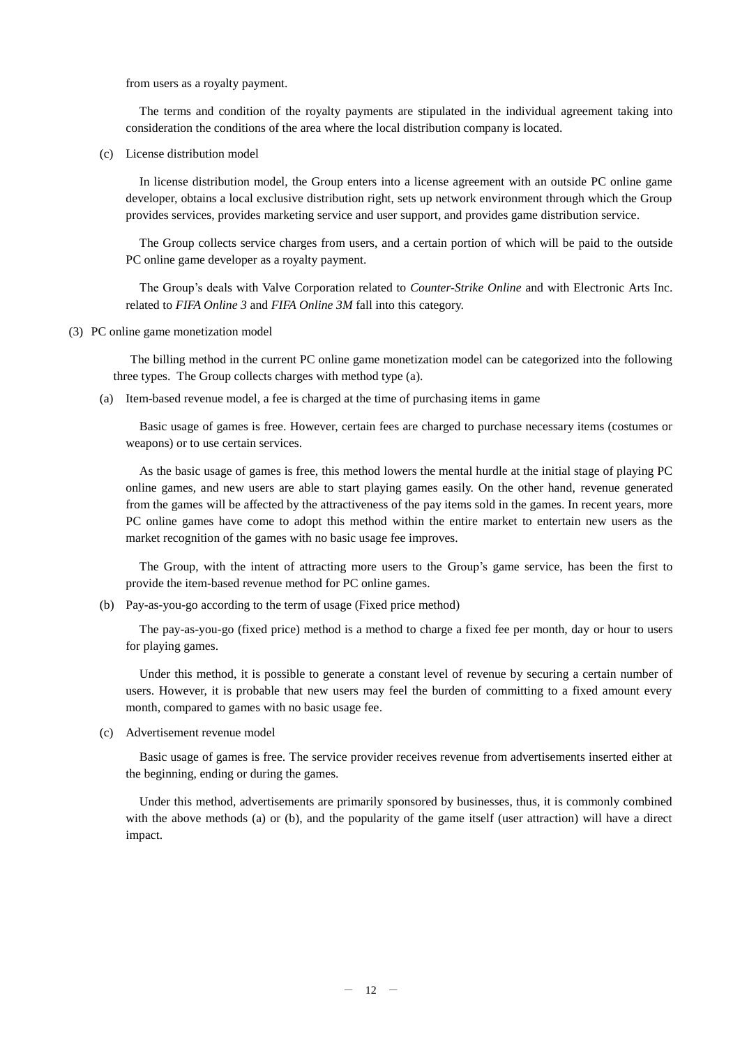from users as a royalty payment.

The terms and condition of the royalty payments are stipulated in the individual agreement taking into consideration the conditions of the area where the local distribution company is located.

(c) License distribution model

In license distribution model, the Group enters into a license agreement with an outside PC online game developer, obtains a local exclusive distribution right, sets up network environment through which the Group provides services, provides marketing service and user support, and provides game distribution service.

The Group collects service charges from users, and a certain portion of which will be paid to the outside PC online game developer as a royalty payment.

The Group's deals with Valve Corporation related to *Counter-Strike Online* and with Electronic Arts Inc. related to *FIFA Online 3* and *FIFA Online 3M* fall into this category.

(3) PC online game monetization model

The billing method in the current PC online game monetization model can be categorized into the following three types. The Group collects charges with method type (a).

(a) Item-based revenue model, a fee is charged at the time of purchasing items in game

Basic usage of games is free. However, certain fees are charged to purchase necessary items (costumes or weapons) or to use certain services.

As the basic usage of games is free, this method lowers the mental hurdle at the initial stage of playing PC online games, and new users are able to start playing games easily. On the other hand, revenue generated from the games will be affected by the attractiveness of the pay items sold in the games. In recent years, more PC online games have come to adopt this method within the entire market to entertain new users as the market recognition of the games with no basic usage fee improves.

The Group, with the intent of attracting more users to the Group's game service, has been the first to provide the item-based revenue method for PC online games.

(b) Pay-as-you-go according to the term of usage (Fixed price method)

The pay-as-you-go (fixed price) method is a method to charge a fixed fee per month, day or hour to users for playing games.

Under this method, it is possible to generate a constant level of revenue by securing a certain number of users. However, it is probable that new users may feel the burden of committing to a fixed amount every month, compared to games with no basic usage fee.

(c) Advertisement revenue model

Basic usage of games is free. The service provider receives revenue from advertisements inserted either at the beginning, ending or during the games.

Under this method, advertisements are primarily sponsored by businesses, thus, it is commonly combined with the above methods (a) or (b), and the popularity of the game itself (user attraction) will have a direct impact.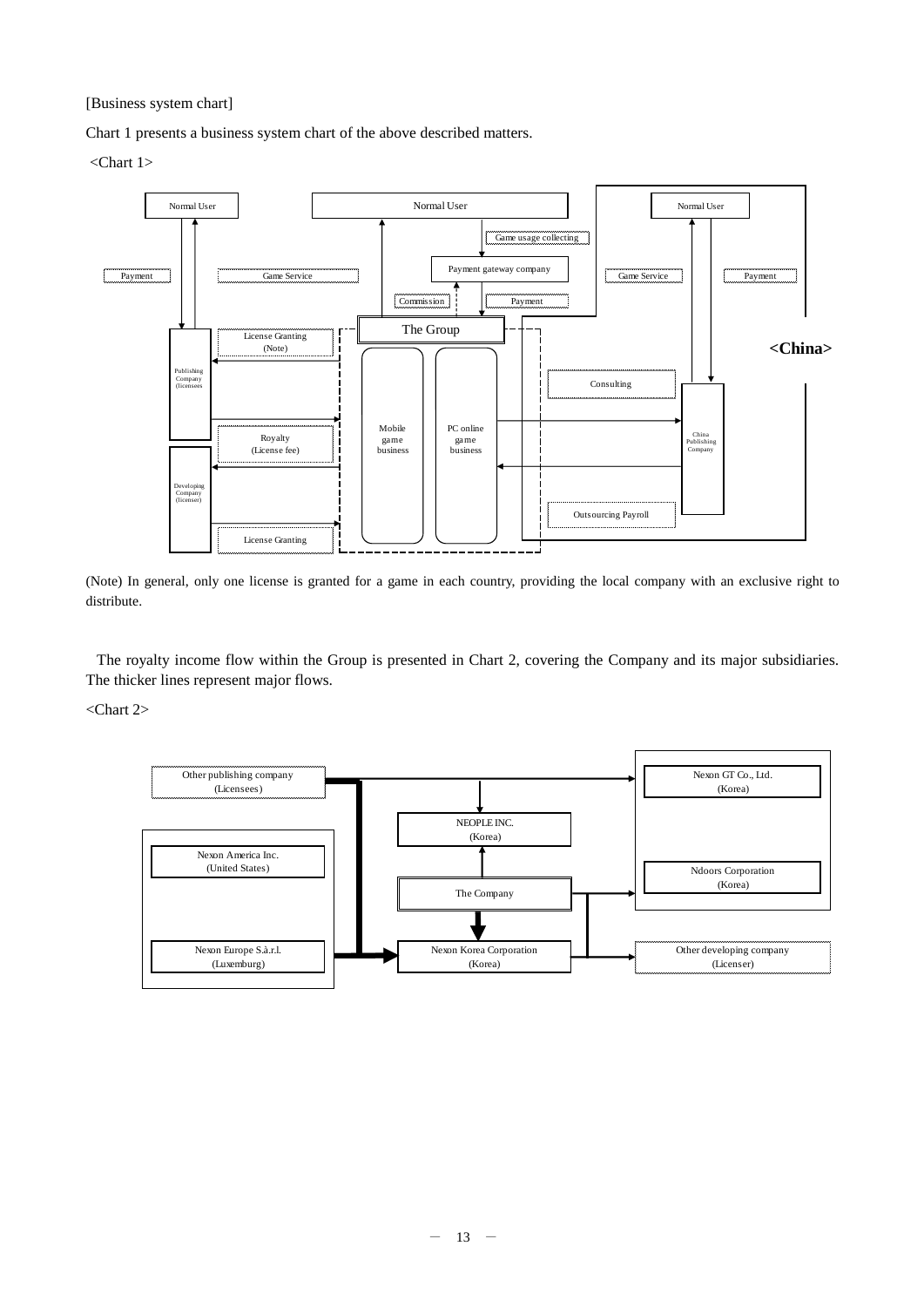[Business system chart]

Chart 1 presents a business system chart of the above described matters.

<Chart 1>

Normal User

Normal User

Normal User

Game usage collecting

Payment gateway company

Payment

Game Service

Game Service

Payment

Commission

Payment

The Group

License Granting (Note)

<China>

Publishing Company (licensees)

Consulting

Mobile game business

PC online game business

China Publishing Company

Royalty (License fee)

Developing Company (licenser)

Outsourcing Payroll

License Granting

(Note) In general, only one license is granted for a game in each country, providing the local company with an exclusive right to distribute.

The royalty income flow within the Group is presented in Chart 2, covering the Company and its major subsidiaries. The thicker lines represent major flows.

<Chart 2>

Other publishing company (Licensees)

Nexon GT Co., Ltd. (Korea)

NEOPLE INC. (Korea)

Nexon America Inc. (United States)

Ndoors Corporation (Korea)

The Company

Nexon Europe S.à.r.l. (Luxemburg)

Nexon Korea Corporation (Korea)

Other developing company (Licenser)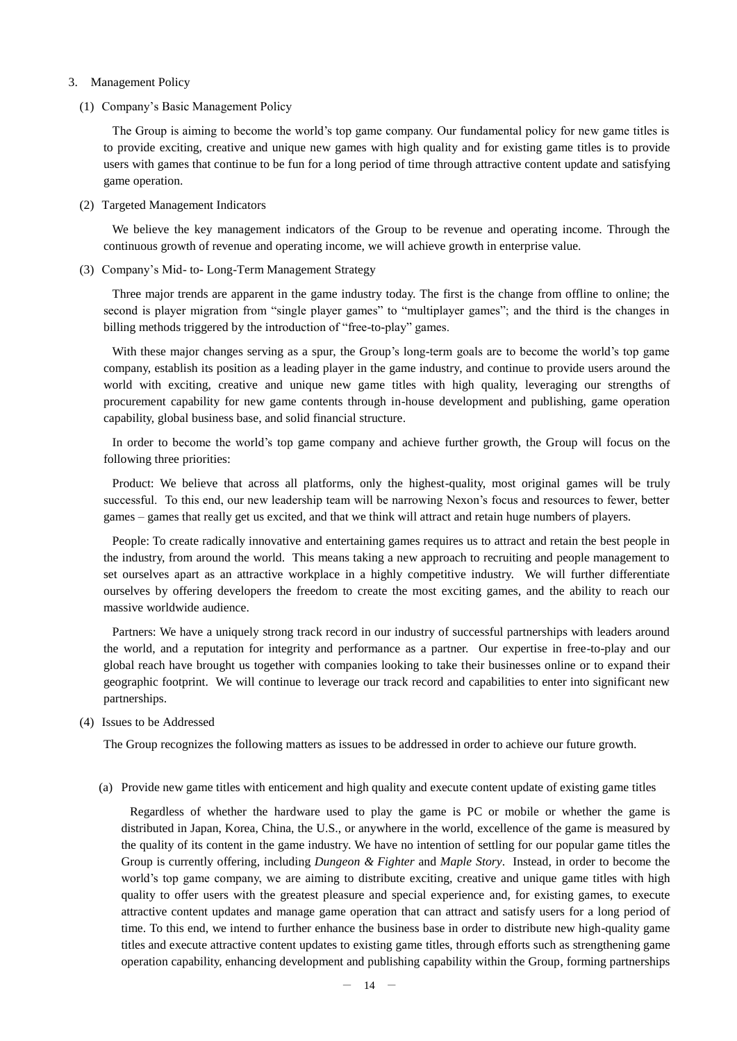## 3. Management Policy

### (1) Company's Basic Management Policy

The Group is aiming to become the world's top game company. Our fundamental policy for new game titles is to provide exciting, creative and unique new games with high quality and for existing game titles is to provide users with games that continue to be fun for a long period of time through attractive content update and satisfying game operation.

### (2) Targeted Management Indicators

We believe the key management indicators of the Group to be revenue and operating income. Through the continuous growth of revenue and operating income, we will achieve growth in enterprise value.

### (3) Company's Mid- to- Long-Term Management Strategy

Three major trends are apparent in the game industry today. The first is the change from offline to online; the second is player migration from "single player games" to "multiplayer games"; and the third is the changes in billing methods triggered by the introduction of "free-to-play" games.

With these major changes serving as a spur, the Group's long-term goals are to become the world's top game company, establish its position as a leading player in the game industry, and continue to provide users around the world with exciting, creative and unique new game titles with high quality, leveraging our strengths of procurement capability for new game contents through in-house development and publishing, game operation capability, global business base, and solid financial structure.

In order to become the world's top game company and achieve further growth, the Group will focus on the following three priorities:

Product: We believe that across all platforms, only the highest-quality, most original games will be truly successful. To this end, our new leadership team will be narrowing Nexon's focus and resources to fewer, better games – games that really get us excited, and that we think will attract and retain huge numbers of players.

People: To create radically innovative and entertaining games requires us to attract and retain the best people in the industry, from around the world. This means taking a new approach to recruiting and people management to set ourselves apart as an attractive workplace in a highly competitive industry. We will further differentiate ourselves by offering developers the freedom to create the most exciting games, and the ability to reach our massive worldwide audience.

Partners: We have a uniquely strong track record in our industry of successful partnerships with leaders around the world, and a reputation for integrity and performance as a partner. Our expertise in free-to-play and our global reach have brought us together with companies looking to take their businesses online or to expand their geographic footprint. We will continue to leverage our track record and capabilities to enter into significant new partnerships.

### (4) Issues to be Addressed

The Group recognizes the following matters as issues to be addressed in order to achieve our future growth.

#### (a) Provide new game titles with enticement and high quality and execute content update of existing game titles

Regardless of whether the hardware used to play the game is PC or mobile or whether the game is distributed in Japan, Korea, China, the U.S., or anywhere in the world, excellence of the game is measured by the quality of its content in the game industry. We have no intention of settling for our popular game titles the Group is currently offering, including *Dungeon & Fighter* and *Maple Story*. Instead, in order to become the world's top game company, we are aiming to distribute exciting, creative and unique game titles with high quality to offer users with the greatest pleasure and special experience and, for existing games, to execute attractive content updates and manage game operation that can attract and satisfy users for a long period of time. To this end, we intend to further enhance the business base in order to distribute new high-quality game titles and execute attractive content updates to existing game titles, through efforts such as strengthening game operation capability, enhancing development and publishing capability within the Group, forming partnerships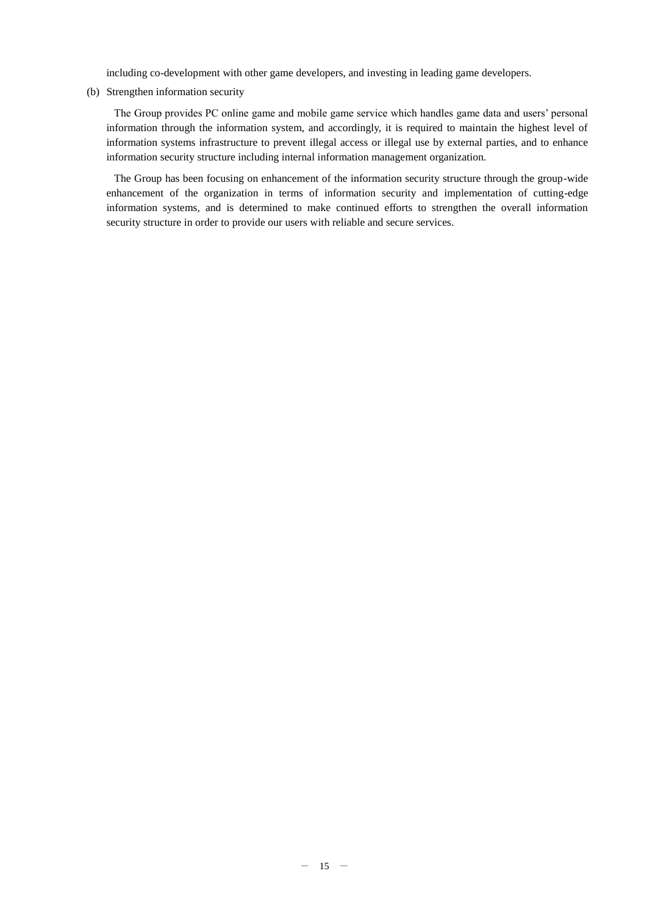including co-development with other game developers, and investing in leading game developers.

(b) Strengthen information security

The Group provides PC online game and mobile game service which handles game data and users' personal information through the information system, and accordingly, it is required to maintain the highest level of information systems infrastructure to prevent illegal access or illegal use by external parties, and to enhance information security structure including internal information management organization.

The Group has been focusing on enhancement of the information security structure through the group-wide enhancement of the organization in terms of information security and implementation of cutting-edge information systems, and is determined to make continued efforts to strengthen the overall information security structure in order to provide our users with reliable and secure services.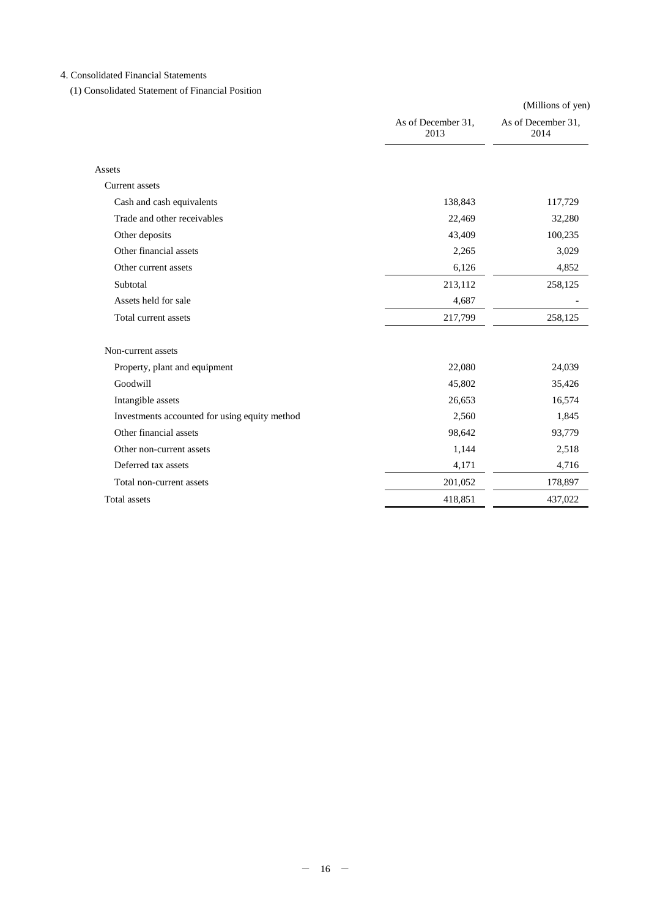## 4. Consolidated Financial Statements

### (1) Consolidated Statement of Financial Position

(Millions of yen)

| | As of December 31, 2013 | As of December 31, 2014 |
|---|---|---|
| Assets | | |
| Current assets | | |
| Cash and cash equivalents | 138,843 | 117,729 |
| Trade and other receivables | 22,469 | 32,280 |
| Other deposits | 43,409 | 100,235 |
| Other financial assets | 2,265 | 3,029 |
| Other current assets | 6,126 | 4,852 |
| Subtotal | 213,112 | 258,125 |
| Assets held for sale | 4,687 | - |
| Total current assets | 217,799 | 258,125 |
| | | |
| Non-current assets | | |
| Property, plant and equipment | 22,080 | 24,039 |
| Goodwill | 45,802 | 35,426 |
| Intangible assets | 26,653 | 16,574 |
| Investments accounted for using equity method | 2,560 | 1,845 |
| Other financial assets | 98,642 | 93,779 |
| Other non-current assets | 1,144 | 2,518 |
| Deferred tax assets | 4,171 | 4,716 |
| Total non-current assets | 201,052 | 178,897 |
| Total assets | 418,851 | 437,022 |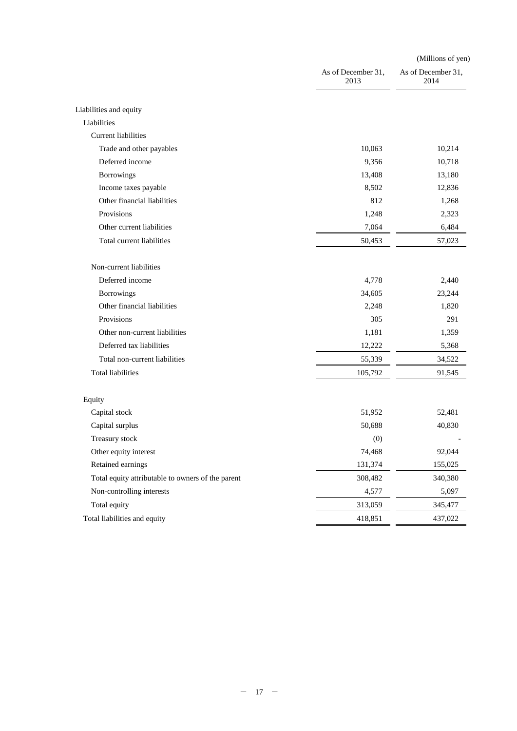(Millions of yen)

| | As of December 31, 2013 | As of December 31, 2014 |
|---|---|---|
| Liabilities and equity | | |
| Liabilities | | |
| Current liabilities | | |
| Trade and other payables | 10,063 | 10,214 |
| Deferred income | 9,356 | 10,718 |
| Borrowings | 13,408 | 13,180 |
| Income taxes payable | 8,502 | 12,836 |
| Other financial liabilities | 812 | 1,268 |
| Provisions | 1,248 | 2,323 |
| Other current liabilities | 7,064 | 6,484 |
| Total current liabilities | 50,453 | 57,023 |
| Non-current liabilities | | |
| Deferred income | 4,778 | 2,440 |
| Borrowings | 34,605 | 23,244 |
| Other financial liabilities | 2,248 | 1,820 |
| Provisions | 305 | 291 |
| Other non-current liabilities | 1,181 | 1,359 |
| Deferred tax liabilities | 12,222 | 5,368 |
| Total non-current liabilities | 55,339 | 34,522 |
| Total liabilities | 105,792 | 91,545 |
| Equity | | |
| Capital stock | 51,952 | 52,481 |
| Capital surplus | 50,688 | 40,830 |
| Treasury stock | (0) | - |
| Other equity interest | 74,468 | 92,044 |
| Retained earnings | 131,374 | 155,025 |
| Total equity attributable to owners of the parent | 308,482 | 340,380 |
| Non-controlling interests | 4,577 | 5,097 |
| Total equity | 313,059 | 345,477 |
| Total liabilities and equity | 418,851 | 437,022 |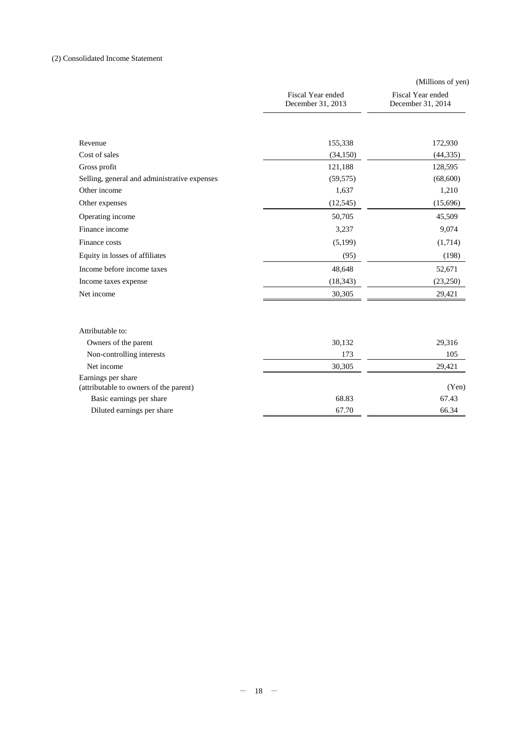(2) Consolidated Income Statement

(Millions of yen)

| | Fiscal Year ended December 31, 2013 | Fiscal Year ended December 31, 2014 |
|---|---|---|
| Revenue | 155,338 | 172,930 |
| Cost of sales | (34,150) | (44,335) |
| Gross profit | 121,188 | 128,595 |
| Selling, general and administrative expenses | (59,575) | (68,600) |
| Other income | 1,637 | 1,210 |
| Other expenses | (12,545) | (15,696) |
| Operating income | 50,705 | 45,509 |
| Finance income | 3,237 | 9,074 |
| Finance costs | (5,199) | (1,714) |
| Equity in losses of affiliates | (95) | (198) |
| Income before income taxes | 48,648 | 52,671 |
| Income taxes expense | (18,343) | (23,250) |
| Net income | 30,305 | 29,421 |
| | | |
| Attributable to: | | |
| Owners of the parent | 30,132 | 29,316 |
| Non-controlling interests | 173 | 105 |
| Net income | 30,305 | 29,421 |
| Earnings per share (attributable to owners of the parent) | | (Yen) |
| Basic earnings per share | 68.83 | 67.43 |
| Diluted earnings per share | 67.70 | 66.34 |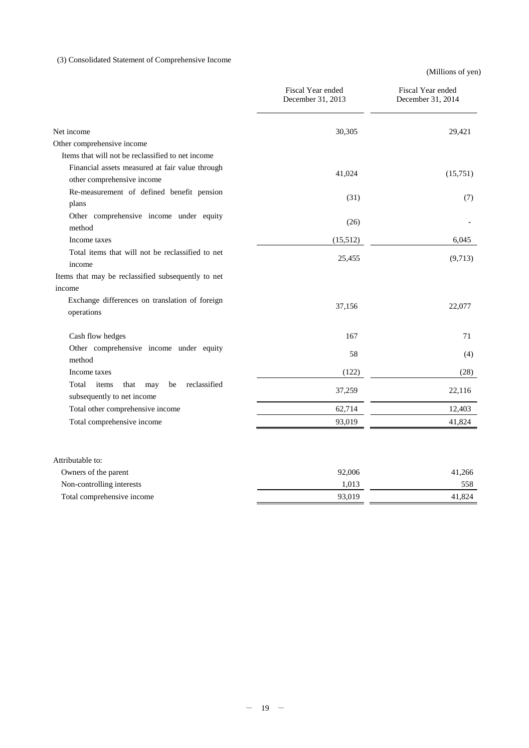(3) Consolidated Statement of Comprehensive Income

(Millions of yen)

| | Fiscal Year ended December 31, 2013 | Fiscal Year ended December 31, 2014 |
|---|---|---|
| Net income | 30,305 | 29,421 |
| Other comprehensive income | | |
| Items that will not be reclassified to net income | | |
| Financial assets measured at fair value through other comprehensive income | 41,024 | (15,751) |
| Re-measurement of defined benefit pension plans | (31) | (7) |
| Other comprehensive income under equity method | (26) | - |
| Income taxes | (15,512) | 6,045 |
| Total items that will not be reclassified to net income | 25,455 | (9,713) |
| Items that may be reclassified subsequently to net income | | |
| Exchange differences on translation of foreign operations | 37,156 | 22,077 |
| Cash flow hedges | 167 | 71 |
| Other comprehensive income under equity method | 58 | (4) |
| Income taxes | (122) | (28) |
| Total items that may be reclassified subsequently to net income | 37,259 | 22,116 |
| Total other comprehensive income | 62,714 | 12,403 |
| Total comprehensive income | 93,019 | 41,824 |
| | | |
| Attributable to: | | |
| Owners of the parent | 92,006 | 41,266 |
| Non-controlling interests | 1,013 | 558 |
| Total comprehensive income | 93,019 | 41,824 |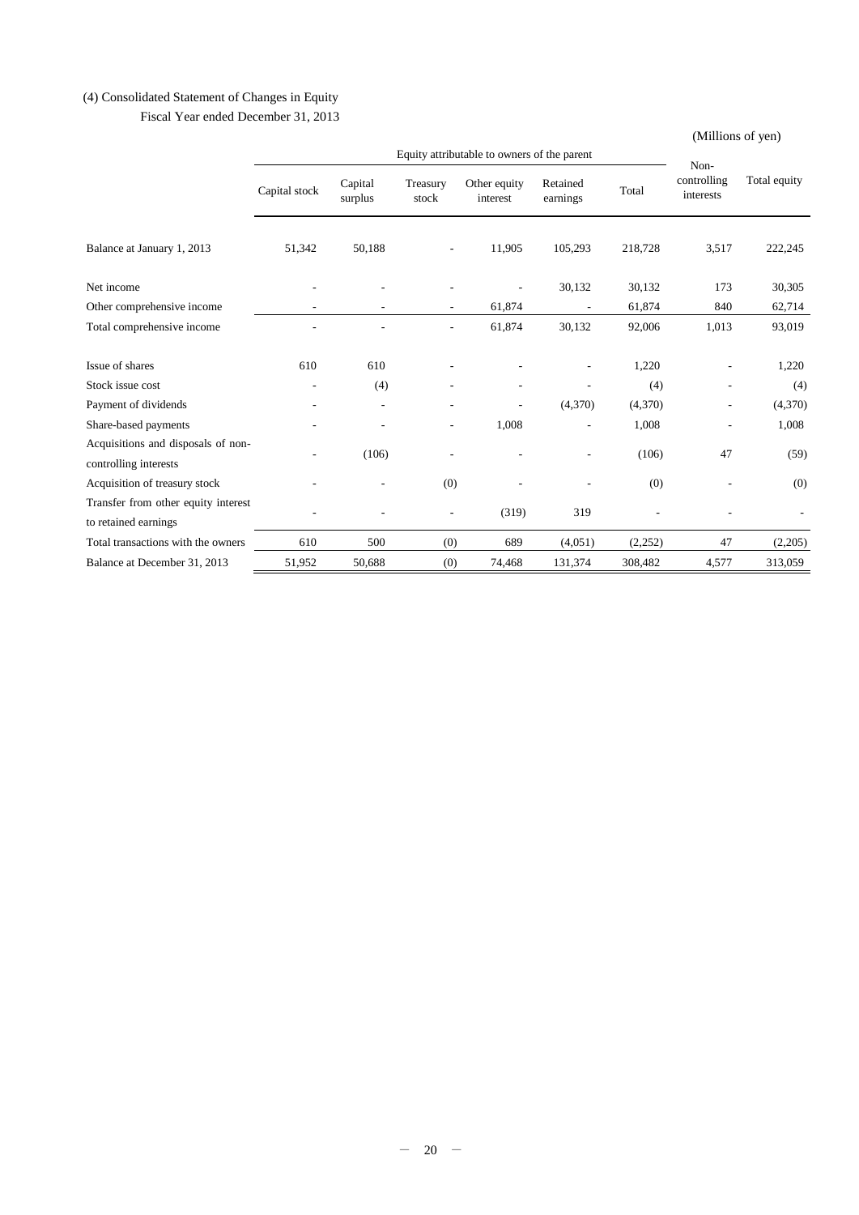(4) Consolidated Statement of Changes in Equity

Fiscal Year ended December 31, 2013

(Millions of yen)

| | Equity attributable to owners of the parent | | | | | | Non-controlling interests | Total equity |
|---|---|---|---|---|---|---|---|---|
| | Capital stock | Capital surplus | Treasury stock | Other equity interest | Retained earnings | Total | | |
| Balance at January 1, 2013 | 51,342 | 50,188 | - | 11,905 | 105,293 | 218,728 | 3,517 | 222,245 |
| Net income | - | - | - | - | 30,132 | 30,132 | 173 | 30,305 |
| Other comprehensive income | - | - | - | 61,874 | - | 61,874 | 840 | 62,714 |
| Total comprehensive income | - | - | - | 61,874 | 30,132 | 92,006 | 1,013 | 93,019 |
| Issue of shares | 610 | 610 | - | - | - | 1,220 | - | 1,220 |
| Stock issue cost | - | (4) | - | - | - | (4) | - | (4) |
| Payment of dividends | - | - | - | - | (4,370) | (4,370) | - | (4,370) |
| Share-based payments | - | - | - | 1,008 | - | 1,008 | - | 1,008 |
| Acquisitions and disposals of non-controlling interests | - | (106) | - | - | - | (106) | 47 | (59) |
| Acquisition of treasury stock | - | - | (0) | - | - | (0) | - | (0) |
| Transfer from other equity interest to retained earnings | - | - | - | (319) | 319 | - | - | - |
| Total transactions with the owners | 610 | 500 | (0) | 689 | (4,051) | (2,252) | 47 | (2,205) |
| Balance at December 31, 2013 | 51,952 | 50,688 | (0) | 74,468 | 131,374 | 308,482 | 4,577 | 313,059 |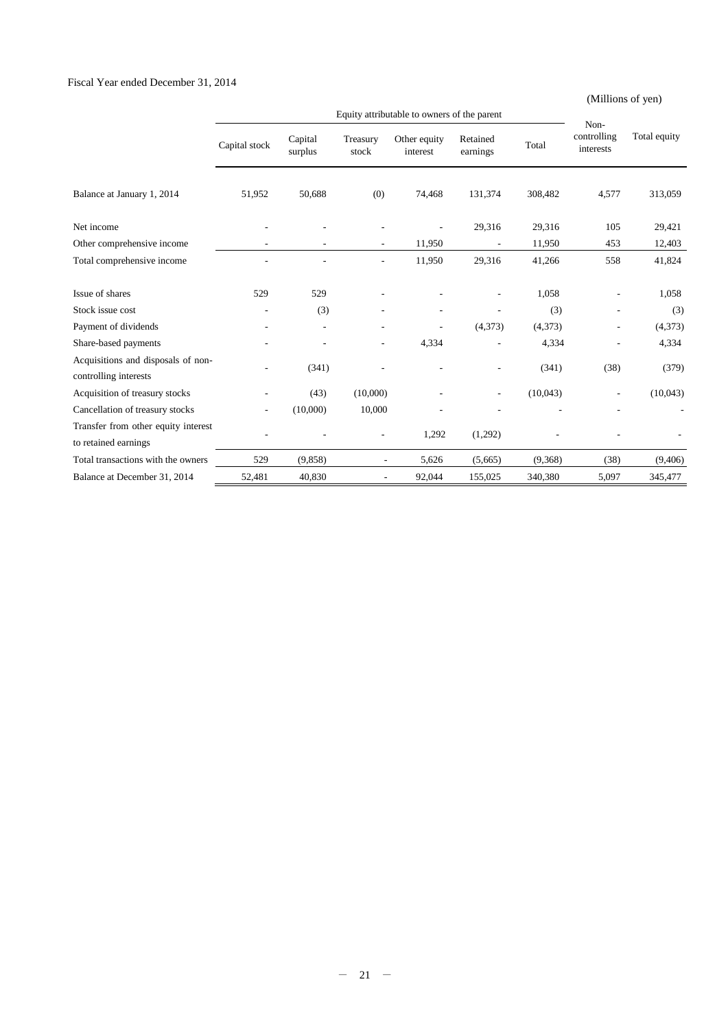Fiscal Year ended December 31, 2014

(Millions of yen)

| | Equity attributable to owners of the parent | | | | | | Non-controlling interests | Total equity |
|---|---|---|---|---|---|---|---|---|
| | Capital stock | Capital surplus | Treasury stock | Other equity interest | Retained earnings | Total | | |
| Balance at January 1, 2014 | 51,952 | 50,688 | (0) | 74,468 | 131,374 | 308,482 | 4,577 | 313,059 |
| Net income | - | - | - | - | 29,316 | 29,316 | 105 | 29,421 |
| Other comprehensive income | - | - | - | 11,950 | - | 11,950 | 453 | 12,403 |
| Total comprehensive income | - | - | - | 11,950 | 29,316 | 41,266 | 558 | 41,824 |
| Issue of shares | 529 | 529 | - | - | - | 1,058 | - | 1,058 |
| Stock issue cost | - | (3) | - | - | - | (3) | - | (3) |
| Payment of dividends | - | - | - | - | (4,373) | (4,373) | - | (4,373) |
| Share-based payments | - | - | - | 4,334 | - | 4,334 | - | 4,334 |
| Acquisitions and disposals of non-controlling interests | - | (341) | - | - | - | (341) | (38) | (379) |
| Acquisition of treasury stocks | - | (43) | (10,000) | - | - | (10,043) | - | (10,043) |
| Cancellation of treasury stocks | - | (10,000) | 10,000 | - | - | - | - | - |
| Transfer from other equity interest to retained earnings | - | - | - | 1,292 | (1,292) | - | - | - |
| Total transactions with the owners | 529 | (9,858) | - | 5,626 | (5,665) | (9,368) | (38) | (9,406) |
| Balance at December 31, 2014 | 52,481 | 40,830 | - | 92,044 | 155,025 | 340,380 | 5,097 | 345,477 |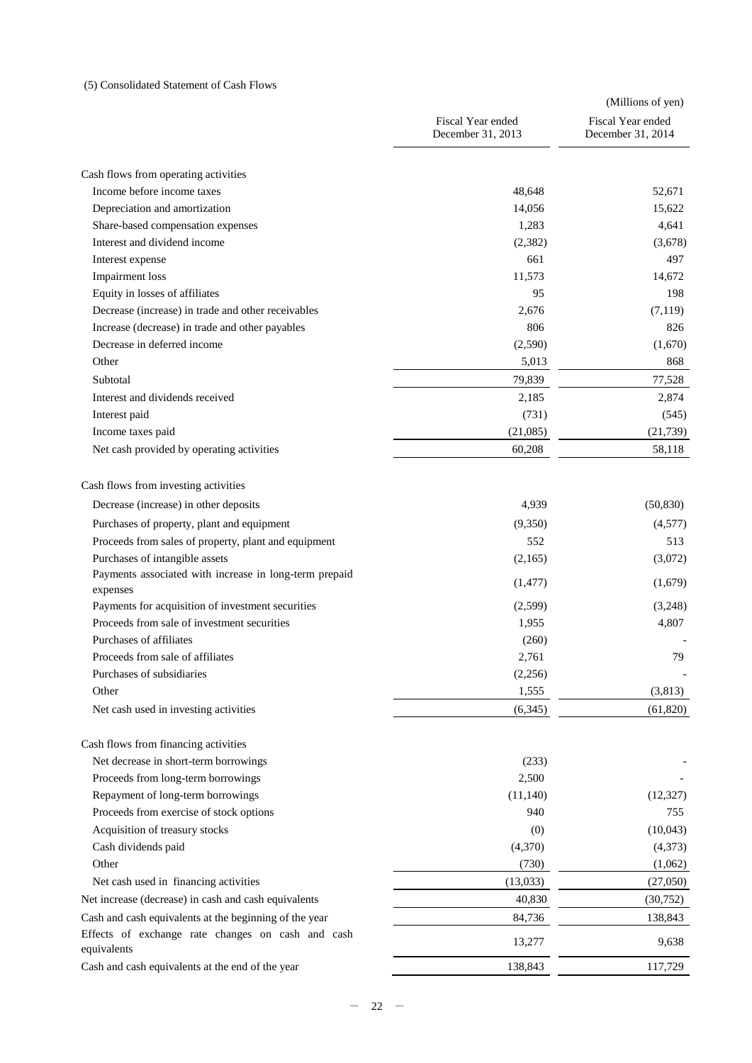(5) Consolidated Statement of Cash Flows

(Millions of yen)

| | Fiscal Year ended December 31, 2013 | Fiscal Year ended December 31, 2014 |
|---|---|---|
| Cash flows from operating activities | | |
| Income before income taxes | 48,648 | 52,671 |
| Depreciation and amortization | 14,056 | 15,622 |
| Share-based compensation expenses | 1,283 | 4,641 |
| Interest and dividend income | (2,382) | (3,678) |
| Interest expense | 661 | 497 |
| Impairment loss | 11,573 | 14,672 |
| Equity in losses of affiliates | 95 | 198 |
| Decrease (increase) in trade and other receivables | 2,676 | (7,119) |
| Increase (decrease) in trade and other payables | 806 | 826 |
| Decrease in deferred income | (2,590) | (1,670) |
| Other | 5,013 | 868 |
| Subtotal | 79,839 | 77,528 |
| Interest and dividends received | 2,185 | 2,874 |
| Interest paid | (731) | (545) |
| Income taxes paid | (21,085) | (21,739) |
| Net cash provided by operating activities | 60,208 | 58,118 |
| Cash flows from investing activities | | |
| Decrease (increase) in other deposits | 4,939 | (50,830) |
| Purchases of property, plant and equipment | (9,350) | (4,577) |
| Proceeds from sales of property, plant and equipment | 552 | 513 |
| Purchases of intangible assets | (2,165) | (3,072) |
| Payments associated with increase in long-term prepaid expenses | (1,477) | (1,679) |
| Payments for acquisition of investment securities | (2,599) | (3,248) |
| Proceeds from sale of investment securities | 1,955 | 4,807 |
| Purchases of affiliates | (260) | - |
| Proceeds from sale of affiliates | 2,761 | 79 |
| Purchases of subsidiaries | (2,256) | - |
| Other | 1,555 | (3,813) |
| Net cash used in investing activities | (6,345) | (61,820) |
| Cash flows from financing activities | | |
| Net decrease in short-term borrowings | (233) | - |
| Proceeds from long-term borrowings | 2,500 | - |
| Repayment of long-term borrowings | (11,140) | (12,327) |
| Proceeds from exercise of stock options | 940 | 755 |
| Acquisition of treasury stocks | (0) | (10,043) |
| Cash dividends paid | (4,370) | (4,373) |
| Other | (730) | (1,062) |
| Net cash used in financing activities | (13,033) | (27,050) |
| Net increase (decrease) in cash and cash equivalents | 40,830 | (30,752) |
| Cash and cash equivalents at the beginning of the year | 84,736 | 138,843 |
| Effects of exchange rate changes on cash and cash equivalents | 13,277 | 9,638 |
| Cash and cash equivalents at the end of the year | 138,843 | 117,729 |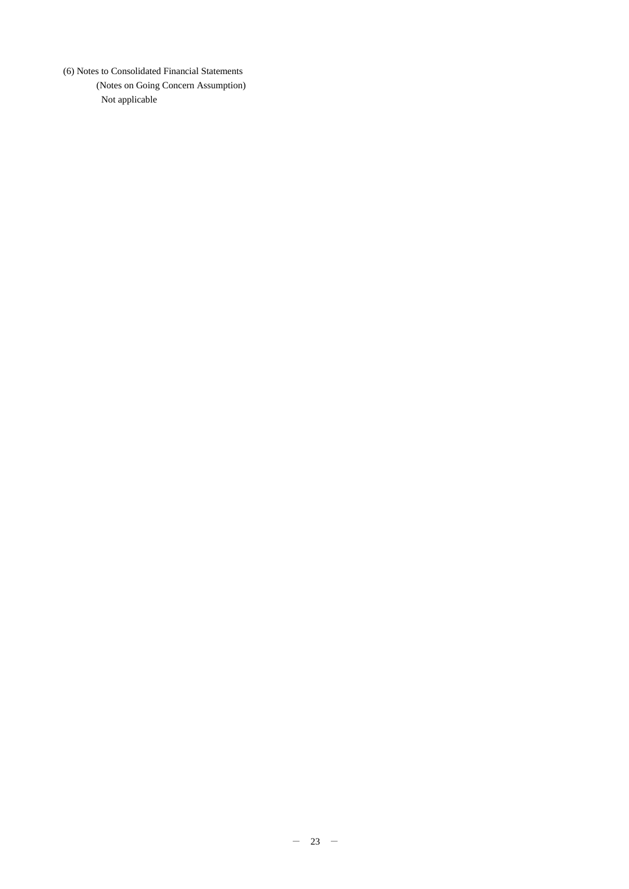(6) Notes to Consolidated Financial Statements

(Notes on Going Concern Assumption)

Not applicable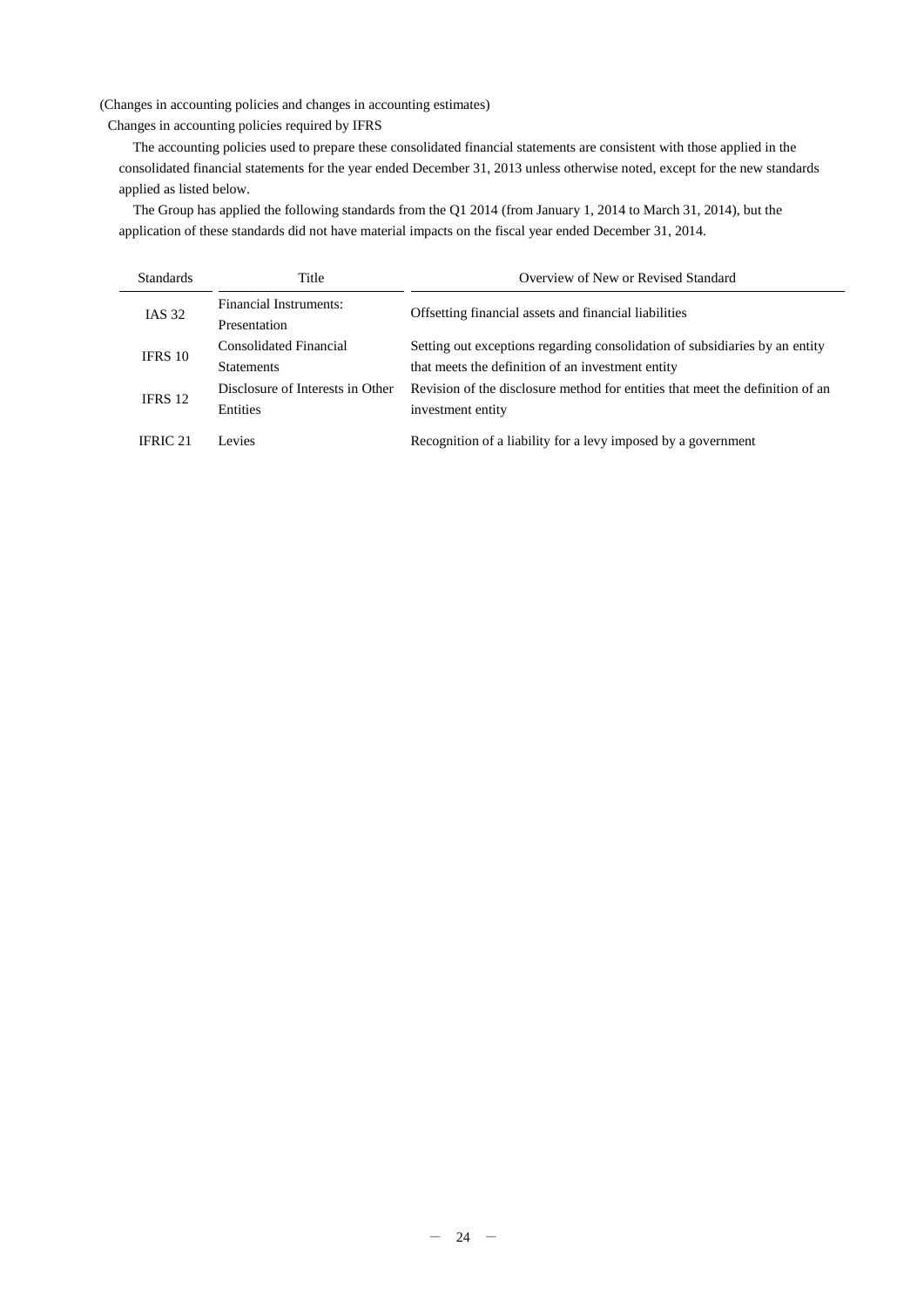(Changes in accounting policies and changes in accounting estimates)

Changes in accounting policies required by IFRS

The accounting policies used to prepare these consolidated financial statements are consistent with those applied in the consolidated financial statements for the year ended December 31, 2013 unless otherwise noted, except for the new standards applied as listed below.

The Group has applied the following standards from the Q1 2014 (from January 1, 2014 to March 31, 2014), but the application of these standards did not have material impacts on the fiscal year ended December 31, 2014.

| Standards | Title | Overview of New or Revised Standard |
|---|---|---|
| IAS 32 | Financial Instruments: Presentation | Offsetting financial assets and financial liabilities |
| IFRS 10 | Consolidated Financial Statements | Setting out exceptions regarding consolidation of subsidiaries by an entity that meets the definition of an investment entity |
| IFRS 12 | Disclosure of Interests in Other Entities | Revision of the disclosure method for entities that meet the definition of an investment entity |
| IFRIC 21 | Levies | Recognition of a liability for a levy imposed by a government |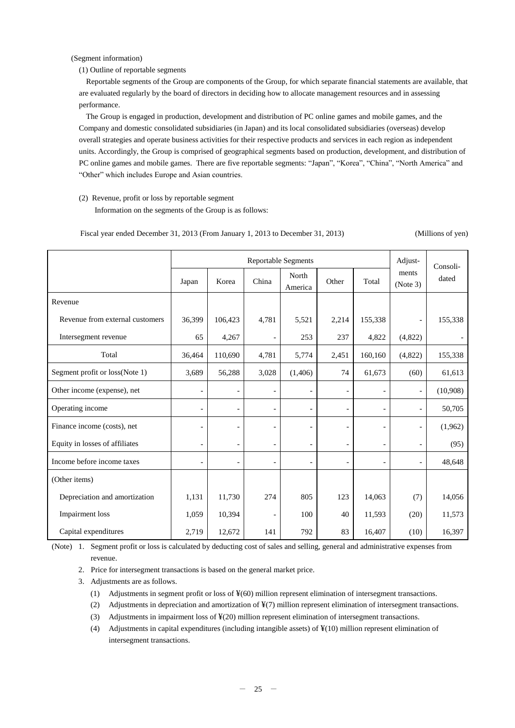(Segment information)

(1) Outline of reportable segments

Reportable segments of the Group are components of the Group, for which separate financial statements are available, that are evaluated regularly by the board of directors in deciding how to allocate management resources and in assessing performance.

The Group is engaged in production, development and distribution of PC online games and mobile games, and the Company and domestic consolidated subsidiaries (in Japan) and its local consolidated subsidiaries (overseas) develop overall strategies and operate business activities for their respective products and services in each region as independent units. Accordingly, the Group is comprised of geographical segments based on production, development, and distribution of PC online games and mobile games. There are five reportable segments: "Japan", "Korea", "China", "North America" and "Other" which includes Europe and Asian countries.

(2) Revenue, profit or loss by reportable segment

Information on the segments of the Group is as follows:

Fiscal year ended December 31, 2013 (From January 1, 2013 to December 31, 2013) (Millions of yen)

| | Reportable Segments | | | | | | Adjust-ments (Note 3) | Consoli-dated |
|---|---|---|---|---|---|---|---|---|
| | Japan | Korea | China | North America | Other | Total | | |
| Revenue | | | | | | | | |
| Revenue from external customers | 36,399 | 106,423 | 4,781 | 5,521 | 2,214 | 155,338 | - | 155,338 |
| Intersegment revenue | 65 | 4,267 | - | 253 | 237 | 4,822 | (4,822) | - |
| Total | 36,464 | 110,690 | 4,781 | 5,774 | 2,451 | 160,160 | (4,822) | 155,338 |
| Segment profit or loss(Note 1) | 3,689 | 56,288 | 3,028 | (1,406) | 74 | 61,673 | (60) | 61,613 |
| Other income (expense), net | - | - | - | - | - | - | - | (10,908) |
| Operating income | - | - | - | - | - | - | - | 50,705 |
| Finance income (costs), net | - | - | - | - | - | - | - | (1,962) |
| Equity in losses of affiliates | - | - | - | - | - | - | - | (95) |
| Income before income taxes | - | - | - | - | - | - | - | 48,648 |
| (Other items) | | | | | | | | |
| Depreciation and amortization | 1,131 | 11,730 | 274 | 805 | 123 | 14,063 | (7) | 14,056 |
| Impairment loss | 1,059 | 10,394 | - | 100 | 40 | 11,593 | (20) | 11,573 |
| Capital expenditures | 2,719 | 12,672 | 141 | 792 | 83 | 16,407 | (10) | 16,397 |

(Note) 1. Segment profit or loss is calculated by deducting cost of sales and selling, general and administrative expenses from revenue.

2. Price for intersegment transactions is based on the general market price.

3. Adjustments are as follows.

(1) Adjustments in segment profit or loss of ¥(60) million represent elimination of intersegment transactions.

(2) Adjustments in depreciation and amortization of ¥(7) million represent elimination of intersegment transactions.

(3) Adjustments in impairment loss of ¥(20) million represent elimination of intersegment transactions.

(4) Adjustments in capital expenditures (including intangible assets) of ¥(10) million represent elimination of intersegment transactions.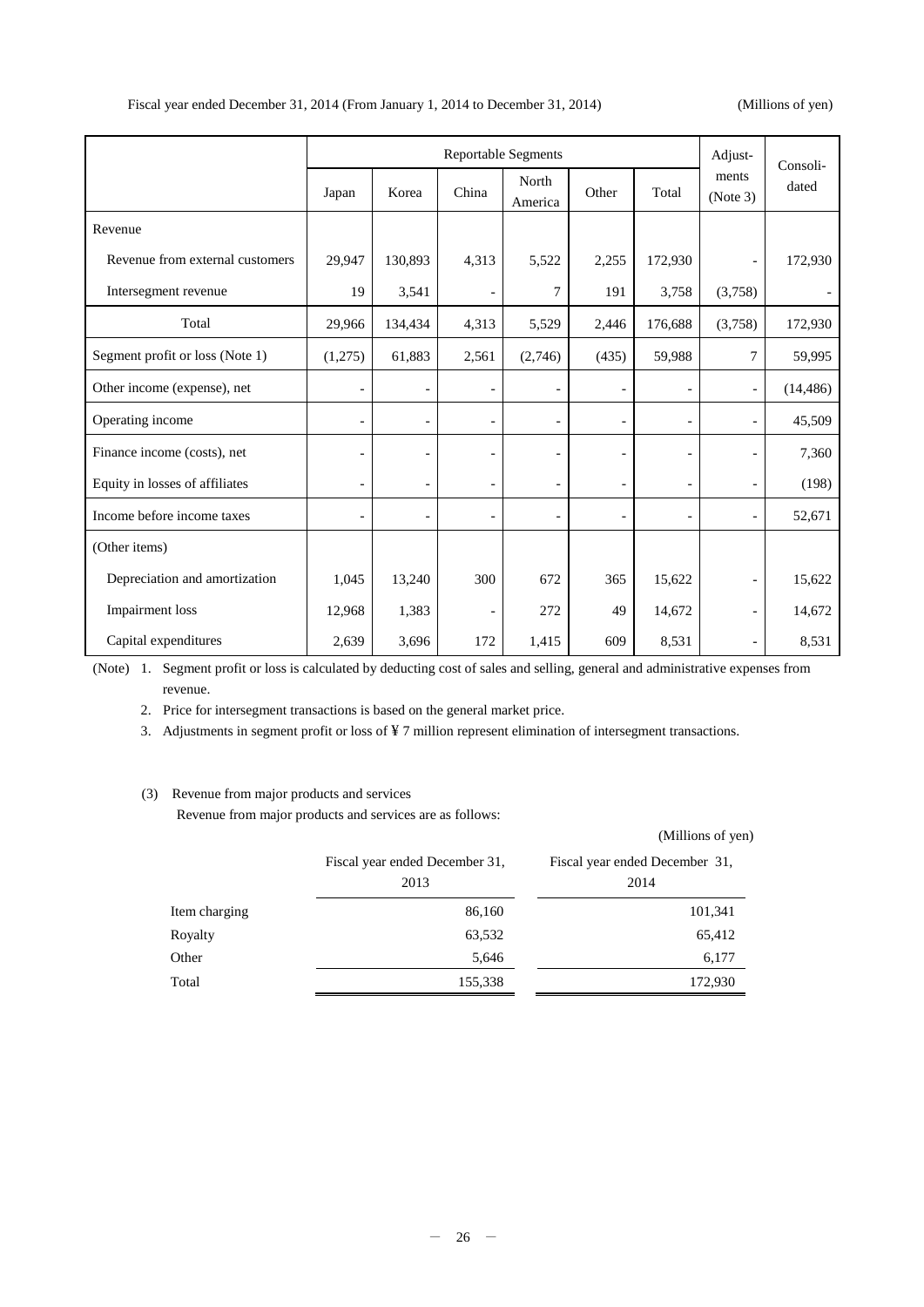Fiscal year ended December 31, 2014 (From January 1, 2014 to December 31, 2014) (Millions of yen)

| | Reportable Segments | | | | | | Adjust-ments (Note 3) | Consoli-dated |
|---|---|---|---|---|---|---|---|---|
| | Japan | Korea | China | North America | Other | Total | | |
| Revenue | | | | | | | | |
| Revenue from external customers | 29,947 | 130,893 | 4,313 | 5,522 | 2,255 | 172,930 | - | 172,930 |
| Intersegment revenue | 19 | 3,541 | - | 7 | 191 | 3,758 | (3,758) | - |
| Total | 29,966 | 134,434 | 4,313 | 5,529 | 2,446 | 176,688 | (3,758) | 172,930 |
| Segment profit or loss (Note 1) | (1,275) | 61,883 | 2,561 | (2,746) | (435) | 59,988 | 7 | 59,995 |
| Other income (expense), net | - | - | - | - | - | - | - | (14,486) |
| Operating income | - | - | - | - | - | - | - | 45,509 |
| Finance income (costs), net | - | - | - | - | - | - | - | 7,360 |
| Equity in losses of affiliates | - | - | - | - | - | - | - | (198) |
| Income before income taxes | - | - | - | - | - | - | - | 52,671 |
| (Other items) | | | | | | | | |
| Depreciation and amortization | 1,045 | 13,240 | 300 | 672 | 365 | 15,622 | - | 15,622 |
| Impairment loss | 12,968 | 1,383 | - | 272 | 49 | 14,672 | - | 14,672 |
| Capital expenditures | 2,639 | 3,696 | 172 | 1,415 | 609 | 8,531 | - | 8,531 |

(Note) 1. Segment profit or loss is calculated by deducting cost of sales and selling, general and administrative expenses from revenue.

2. Price for intersegment transactions is based on the general market price.

3. Adjustments in segment profit or loss of ¥ 7 million represent elimination of intersegment transactions.

(3) Revenue from major products and services

Revenue from major products and services are as follows:

(Millions of yen)

| | Fiscal year ended December 31, 2013 | Fiscal year ended December 31, 2014 |
|---|---|---|
| Item charging | 86,160 | 101,341 |
| Royalty | 63,532 | 65,412 |
| Other | 5,646 | 6,177 |
| Total | 155,338 | 172,930 |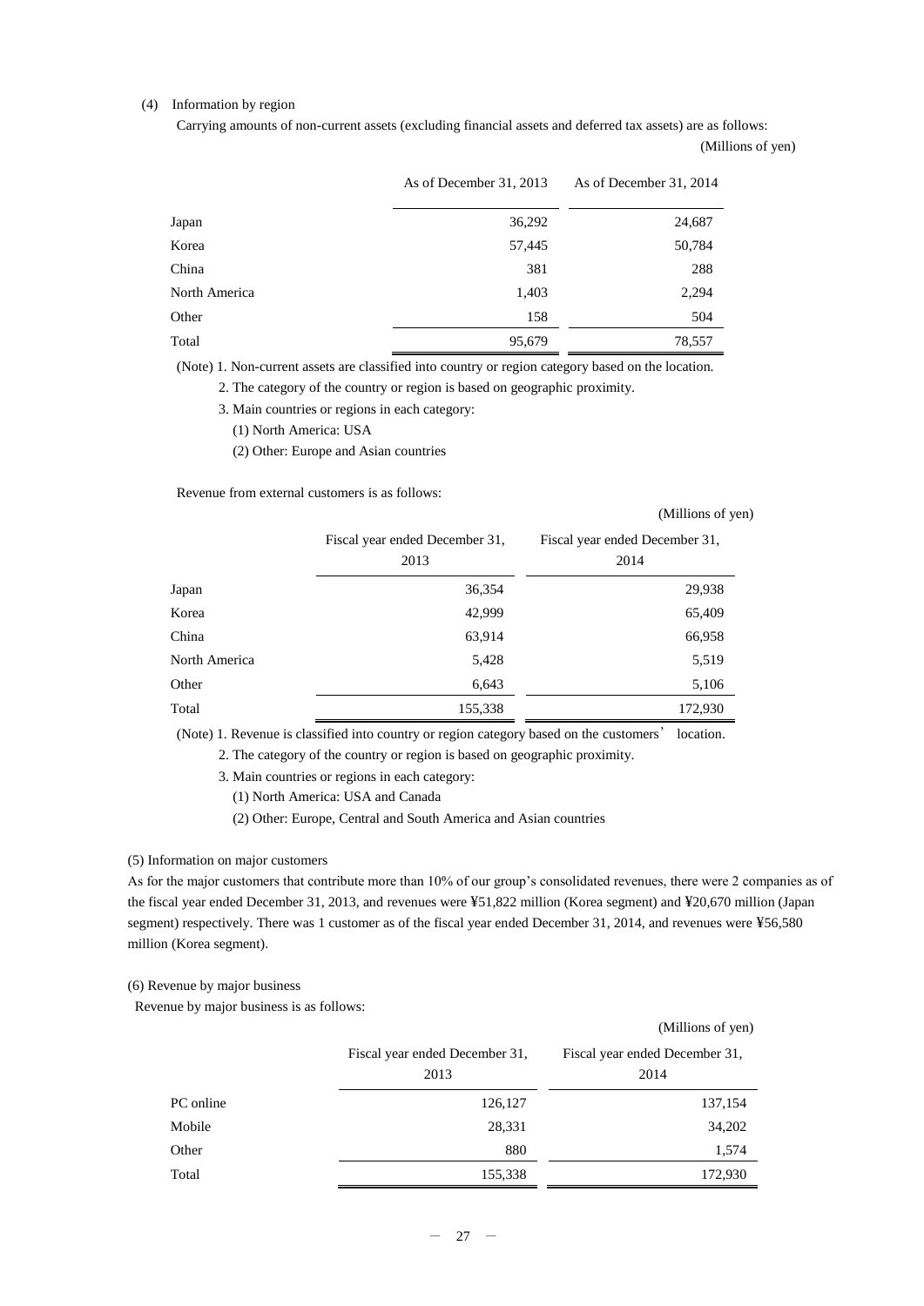(4) Information by region

Carrying amounts of non-current assets (excluding financial assets and deferred tax assets) are as follows:

(Millions of yen)

| | As of December 31, 2013 | As of December 31, 2014 |
|---|---|---|
| Japan | 36,292 | 24,687 |
| Korea | 57,445 | 50,784 |
| China | 381 | 288 |
| North America | 1,403 | 2,294 |
| Other | 158 | 504 |
| Total | 95,679 | 78,557 |

(Note) 1. Non-current assets are classified into country or region category based on the location.

2. The category of the country or region is based on geographic proximity.

3. Main countries or regions in each category:

(1) North America: USA

(2) Other: Europe and Asian countries

Revenue from external customers is as follows:

(Millions of yen)

| | Fiscal year ended December 31, 2013 | Fiscal year ended December 31, 2014 |
|---|---|---|
| Japan | 36,354 | 29,938 |
| Korea | 42,999 | 65,409 |
| China | 63,914 | 66,958 |
| North America | 5,428 | 5,519 |
| Other | 6,643 | 5,106 |
| Total | 155,338 | 172,930 |

(Note) 1. Revenue is classified into country or region category based on the customers' location.

2. The category of the country or region is based on geographic proximity.

3. Main countries or regions in each category:

(1) North America: USA and Canada

(2) Other: Europe, Central and South America and Asian countries

(5) Information on major customers

As for the major customers that contribute more than 10% of our group's consolidated revenues, there were 2 companies as of the fiscal year ended December 31, 2013, and revenues were ¥51,822 million (Korea segment) and ¥20,670 million (Japan segment) respectively. There was 1 customer as of the fiscal year ended December 31, 2014, and revenues were ¥56,580 million (Korea segment).

(6) Revenue by major business

Revenue by major business is as follows:

(Millions of yen)

| | Fiscal year ended December 31, 2013 | Fiscal year ended December 31, 2014 |
|---|---|---|
| PC online | 126,127 | 137,154 |
| Mobile | 28,331 | 34,202 |
| Other | 880 | 1,574 |
| Total | 155,338 | 172,930 |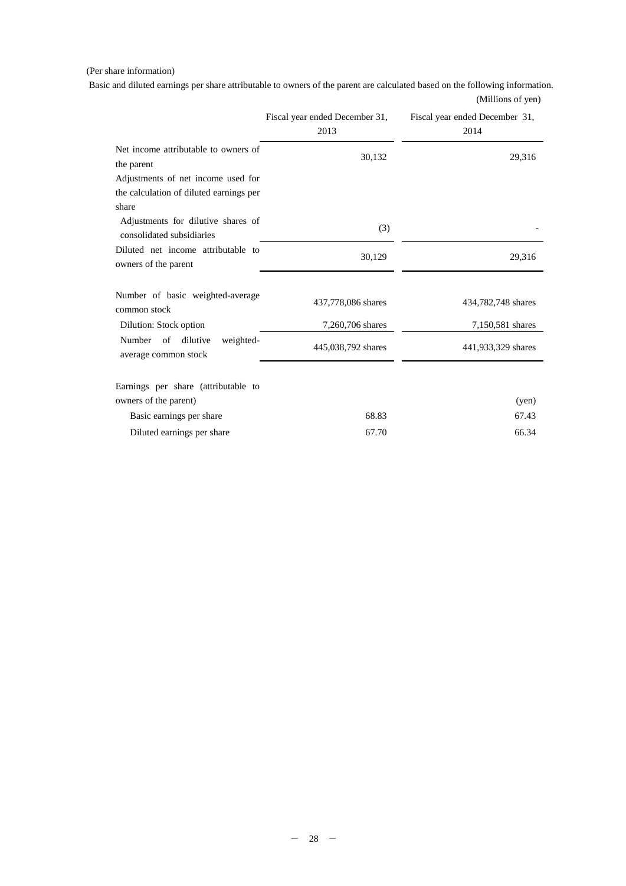(Per share information)

Basic and diluted earnings per share attributable to owners of the parent are calculated based on the following information.

(Millions of yen)

| | Fiscal year ended December 31, 2013 | Fiscal year ended December 31, 2014 |
|---|---|---|
| Net income attributable to owners of the parent | 30,132 | 29,316 |
| Adjustments of net income used for the calculation of diluted earnings per share | | |
| Adjustments for dilutive shares of consolidated subsidiaries | (3) | - |
| Diluted net income attributable to owners of the parent | 30,129 | 29,316 |
| | | |
| Number of basic weighted-average common stock | 437,778,086 shares | 434,782,748 shares |
| Dilution: Stock option | 7,260,706 shares | 7,150,581 shares |
| Number of dilutive weighted-average common stock | 445,038,792 shares | 441,933,329 shares |
| | | |
| Earnings per share (attributable to owners of the parent) | | (yen) |
| Basic earnings per share | 68.83 | 67.43 |
| Diluted earnings per share | 67.70 | 66.34 |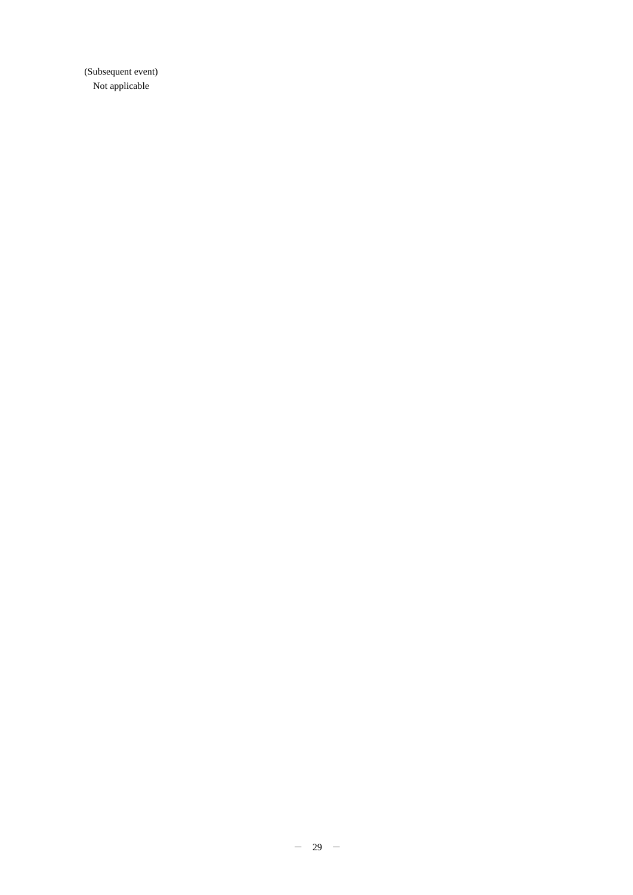(Subsequent event)

Not applicable